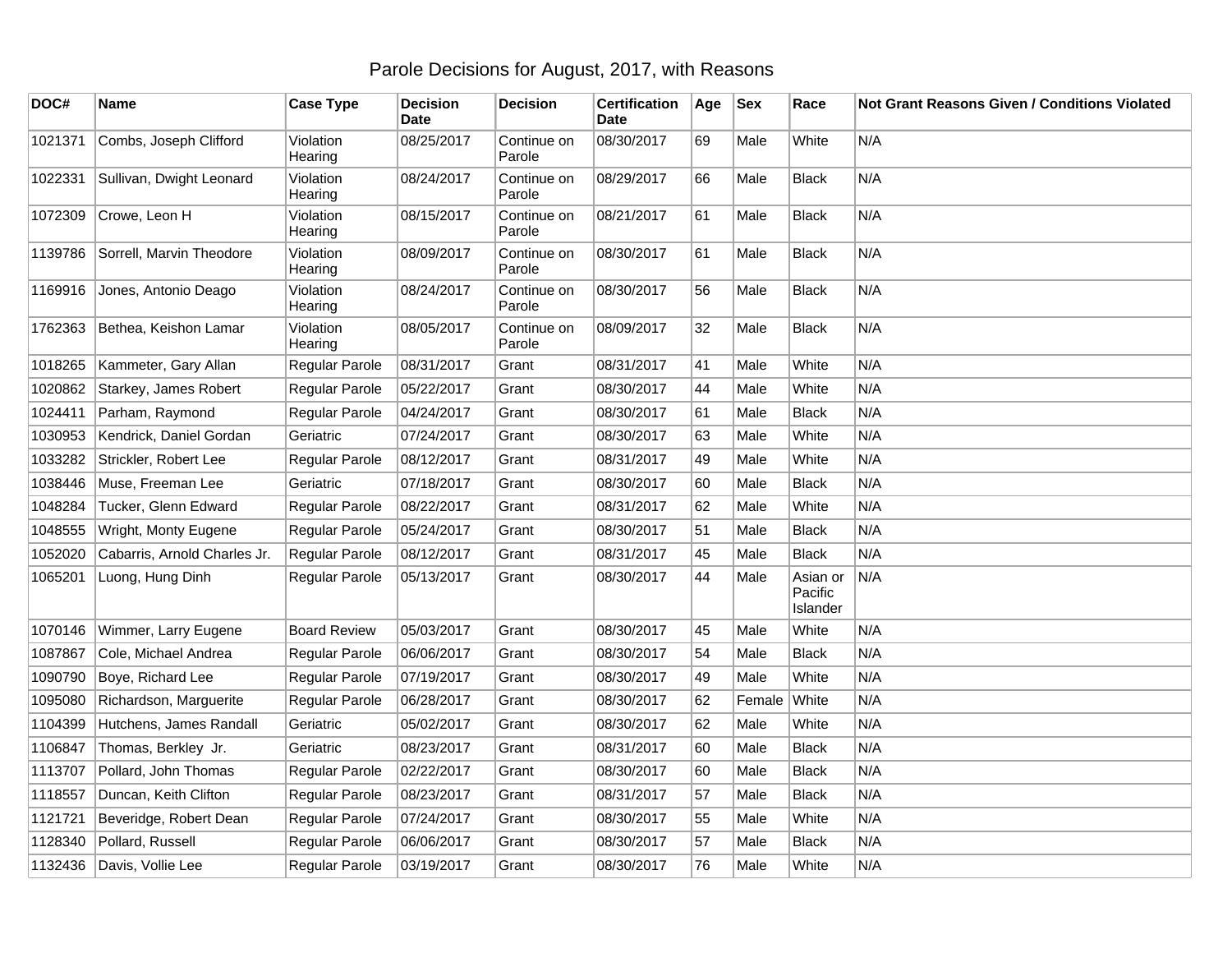# Parole Decisions for August, 2017, with Reasons

| DOC# | Name | Case Type | Decision Date | Decision | Certification Date | Age | Sex | Race | Not Grant Reasons Given / Conditions Violated |
|---|---|---|---|---|---|---|---|---|---|
| 1021371 | Combs, Joseph Clifford | Violation Hearing | 08/25/2017 | Continue on Parole | 08/30/2017 | 69 | Male | White | N/A |
| 1022331 | Sullivan, Dwight Leonard | Violation Hearing | 08/24/2017 | Continue on Parole | 08/29/2017 | 66 | Male | Black | N/A |
| 1072309 | Crowe, Leon H | Violation Hearing | 08/15/2017 | Continue on Parole | 08/21/2017 | 61 | Male | Black | N/A |
| 1139786 | Sorrell, Marvin Theodore | Violation Hearing | 08/09/2017 | Continue on Parole | 08/30/2017 | 61 | Male | Black | N/A |
| 1169916 | Jones, Antonio Deago | Violation Hearing | 08/24/2017 | Continue on Parole | 08/30/2017 | 56 | Male | Black | N/A |
| 1762363 | Bethea, Keishon Lamar | Violation Hearing | 08/05/2017 | Continue on Parole | 08/09/2017 | 32 | Male | Black | N/A |
| 1018265 | Kammeter, Gary Allan | Regular Parole | 08/31/2017 | Grant | 08/31/2017 | 41 | Male | White | N/A |
| 1020862 | Starkey, James Robert | Regular Parole | 05/22/2017 | Grant | 08/30/2017 | 44 | Male | White | N/A |
| 1024411 | Parham, Raymond | Regular Parole | 04/24/2017 | Grant | 08/30/2017 | 61 | Male | Black | N/A |
| 1030953 | Kendrick, Daniel Gordan | Geriatric | 07/24/2017 | Grant | 08/30/2017 | 63 | Male | White | N/A |
| 1033282 | Strickler, Robert Lee | Regular Parole | 08/12/2017 | Grant | 08/31/2017 | 49 | Male | White | N/A |
| 1038446 | Muse, Freeman Lee | Geriatric | 07/18/2017 | Grant | 08/30/2017 | 60 | Male | Black | N/A |
| 1048284 | Tucker, Glenn Edward | Regular Parole | 08/22/2017 | Grant | 08/31/2017 | 62 | Male | White | N/A |
| 1048555 | Wright, Monty Eugene | Regular Parole | 05/24/2017 | Grant | 08/30/2017 | 51 | Male | Black | N/A |
| 1052020 | Cabarris, Arnold Charles Jr. | Regular Parole | 08/12/2017 | Grant | 08/31/2017 | 45 | Male | Black | N/A |
| 1065201 | Luong, Hung Dinh | Regular Parole | 05/13/2017 | Grant | 08/30/2017 | 44 | Male | Asian or Pacific Islander | N/A |
| 1070146 | Wimmer, Larry Eugene | Board Review | 05/03/2017 | Grant | 08/30/2017 | 45 | Male | White | N/A |
| 1087867 | Cole, Michael Andrea | Regular Parole | 06/06/2017 | Grant | 08/30/2017 | 54 | Male | Black | N/A |
| 1090790 | Boye, Richard Lee | Regular Parole | 07/19/2017 | Grant | 08/30/2017 | 49 | Male | White | N/A |
| 1095080 | Richardson, Marguerite | Regular Parole | 06/28/2017 | Grant | 08/30/2017 | 62 | Female | White | N/A |
| 1104399 | Hutchens, James Randall | Geriatric | 05/02/2017 | Grant | 08/30/2017 | 62 | Male | White | N/A |
| 1106847 | Thomas, Berkley Jr. | Geriatric | 08/23/2017 | Grant | 08/31/2017 | 60 | Male | Black | N/A |
| 1113707 | Pollard, John Thomas | Regular Parole | 02/22/2017 | Grant | 08/30/2017 | 60 | Male | Black | N/A |
| 1118557 | Duncan, Keith Clifton | Regular Parole | 08/23/2017 | Grant | 08/31/2017 | 57 | Male | Black | N/A |
| 1121721 | Beveridge, Robert Dean | Regular Parole | 07/24/2017 | Grant | 08/30/2017 | 55 | Male | White | N/A |
| 1128340 | Pollard, Russell | Regular Parole | 06/06/2017 | Grant | 08/30/2017 | 57 | Male | Black | N/A |
| 1132436 | Davis, Vollie Lee | Regular Parole | 03/19/2017 | Grant | 08/30/2017 | 76 | Male | White | N/A |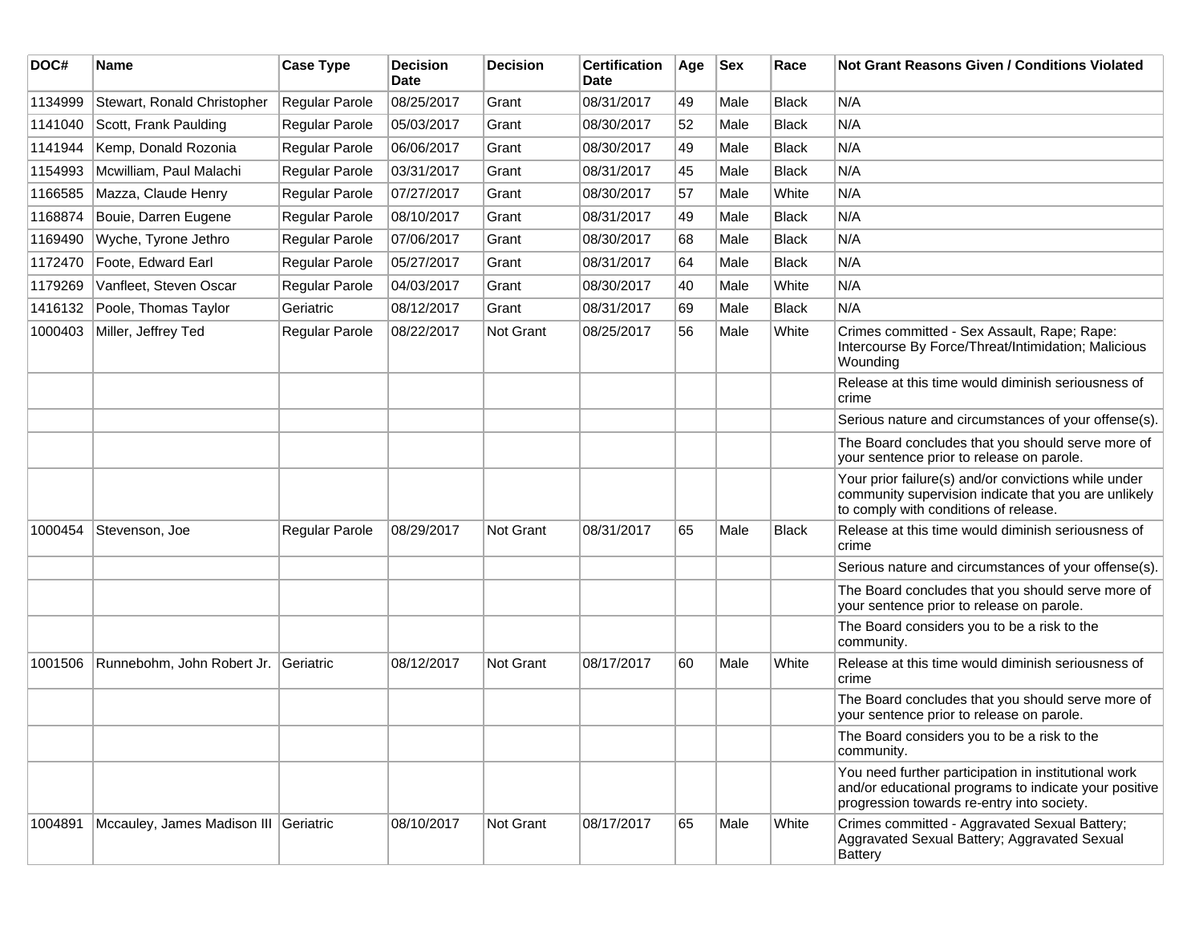| DOC# | Name | Case Type | Decision Date | Decision | Certification Date | Age | Sex | Race | Not Grant Reasons Given / Conditions Violated |
|---|---|---|---|---|---|---|---|---|---|
| 1134999 | Stewart, Ronald Christopher | Regular Parole | 08/25/2017 | Grant | 08/31/2017 | 49 | Male | Black | N/A |
| 1141040 | Scott, Frank Paulding | Regular Parole | 05/03/2017 | Grant | 08/30/2017 | 52 | Male | Black | N/A |
| 1141944 | Kemp, Donald Rozonia | Regular Parole | 06/06/2017 | Grant | 08/30/2017 | 49 | Male | Black | N/A |
| 1154993 | Mcwilliam, Paul Malachi | Regular Parole | 03/31/2017 | Grant | 08/31/2017 | 45 | Male | Black | N/A |
| 1166585 | Mazza, Claude Henry | Regular Parole | 07/27/2017 | Grant | 08/30/2017 | 57 | Male | White | N/A |
| 1168874 | Bouie, Darren Eugene | Regular Parole | 08/10/2017 | Grant | 08/31/2017 | 49 | Male | Black | N/A |
| 1169490 | Wyche, Tyrone Jethro | Regular Parole | 07/06/2017 | Grant | 08/30/2017 | 68 | Male | Black | N/A |
| 1172470 | Foote, Edward Earl | Regular Parole | 05/27/2017 | Grant | 08/31/2017 | 64 | Male | Black | N/A |
| 1179269 | Vanfleet, Steven Oscar | Regular Parole | 04/03/2017 | Grant | 08/30/2017 | 40 | Male | White | N/A |
| 1416132 | Poole, Thomas Taylor | Geriatric | 08/12/2017 | Grant | 08/31/2017 | 69 | Male | Black | N/A |
| 1000403 | Miller, Jeffrey Ted | Regular Parole | 08/22/2017 | Not Grant | 08/25/2017 | 56 | Male | White | Crimes committed - Sex Assault, Rape; Rape: Intercourse By Force/Threat/Intimidation; Malicious Wounding |
| | | | | | | | | | Release at this time would diminish seriousness of crime |
| | | | | | | | | | Serious nature and circumstances of your offense(s). |
| | | | | | | | | | The Board concludes that you should serve more of your sentence prior to release on parole. |
| | | | | | | | | | Your prior failure(s) and/or convictions while under community supervision indicate that you are unlikely to comply with conditions of release. |
| 1000454 | Stevenson, Joe | Regular Parole | 08/29/2017 | Not Grant | 08/31/2017 | 65 | Male | Black | Release at this time would diminish seriousness of crime |
| | | | | | | | | | Serious nature and circumstances of your offense(s). |
| | | | | | | | | | The Board concludes that you should serve more of your sentence prior to release on parole. |
| | | | | | | | | | The Board considers you to be a risk to the community. |
| 1001506 | Runnebohm, John Robert Jr. | Geriatric | 08/12/2017 | Not Grant | 08/17/2017 | 60 | Male | White | Release at this time would diminish seriousness of crime |
| | | | | | | | | | The Board concludes that you should serve more of your sentence prior to release on parole. |
| | | | | | | | | | The Board considers you to be a risk to the community. |
| | | | | | | | | | You need further participation in institutional work and/or educational programs to indicate your positive progression towards re-entry into society. |
| 1004891 | Mccauley, James Madison III | Geriatric | 08/10/2017 | Not Grant | 08/17/2017 | 65 | Male | White | Crimes committed - Aggravated Sexual Battery; Aggravated Sexual Battery; Aggravated Sexual Battery |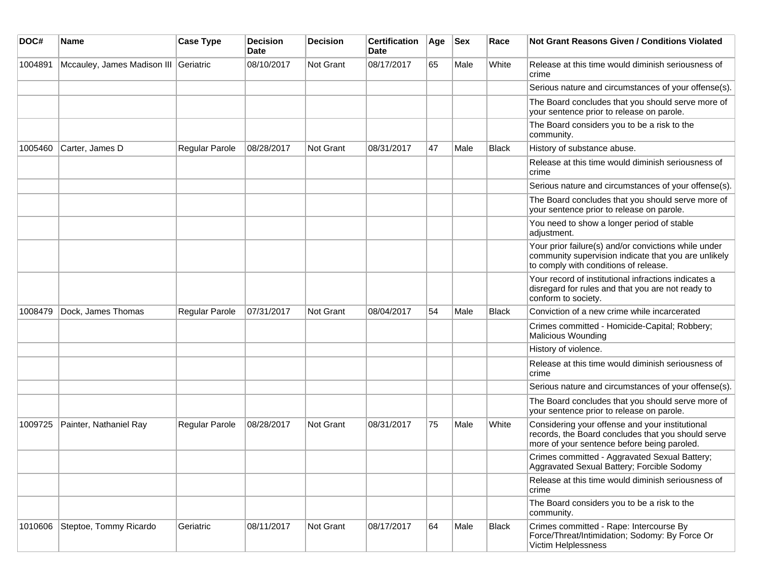| DOC# | Name | Case Type | Decision Date | Decision | Certification Date | Age | Sex | Race | Not Grant Reasons Given / Conditions Violated |
|---|---|---|---|---|---|---|---|---|---|
| 1004891 | Mccauley, James Madison III | Geriatric | 08/10/2017 | Not Grant | 08/17/2017 | 65 | Male | White | Release at this time would diminish seriousness of crime |
| | | | | | | | | | Serious nature and circumstances of your offense(s). |
| | | | | | | | | | The Board concludes that you should serve more of your sentence prior to release on parole. |
| | | | | | | | | | The Board considers you to be a risk to the community. |
| 1005460 | Carter, James D | Regular Parole | 08/28/2017 | Not Grant | 08/31/2017 | 47 | Male | Black | History of substance abuse. |
| | | | | | | | | | Release at this time would diminish seriousness of crime |
| | | | | | | | | | Serious nature and circumstances of your offense(s). |
| | | | | | | | | | The Board concludes that you should serve more of your sentence prior to release on parole. |
| | | | | | | | | | You need to show a longer period of stable adjustment. |
| | | | | | | | | | Your prior failure(s) and/or convictions while under community supervision indicate that you are unlikely to comply with conditions of release. |
| | | | | | | | | | Your record of institutional infractions indicates a disregard for rules and that you are not ready to conform to society. |
| 1008479 | Dock, James Thomas | Regular Parole | 07/31/2017 | Not Grant | 08/04/2017 | 54 | Male | Black | Conviction of a new crime while incarcerated |
| | | | | | | | | | Crimes committed - Homicide-Capital; Robbery; Malicious Wounding |
| | | | | | | | | | History of violence. |
| | | | | | | | | | Release at this time would diminish seriousness of crime |
| | | | | | | | | | Serious nature and circumstances of your offense(s). |
| | | | | | | | | | The Board concludes that you should serve more of your sentence prior to release on parole. |
| 1009725 | Painter, Nathaniel Ray | Regular Parole | 08/28/2017 | Not Grant | 08/31/2017 | 75 | Male | White | Considering your offense and your institutional records, the Board concludes that you should serve more of your sentence before being paroled. |
| | | | | | | | | | Crimes committed - Aggravated Sexual Battery; Aggravated Sexual Battery; Forcible Sodomy |
| | | | | | | | | | Release at this time would diminish seriousness of crime |
| | | | | | | | | | The Board considers you to be a risk to the community. |
| 1010606 | Steptoe, Tommy Ricardo | Geriatric | 08/11/2017 | Not Grant | 08/17/2017 | 64 | Male | Black | Crimes committed - Rape: Intercourse By Force/Threat/Intimidation; Sodomy: By Force Or Victim Helplessness |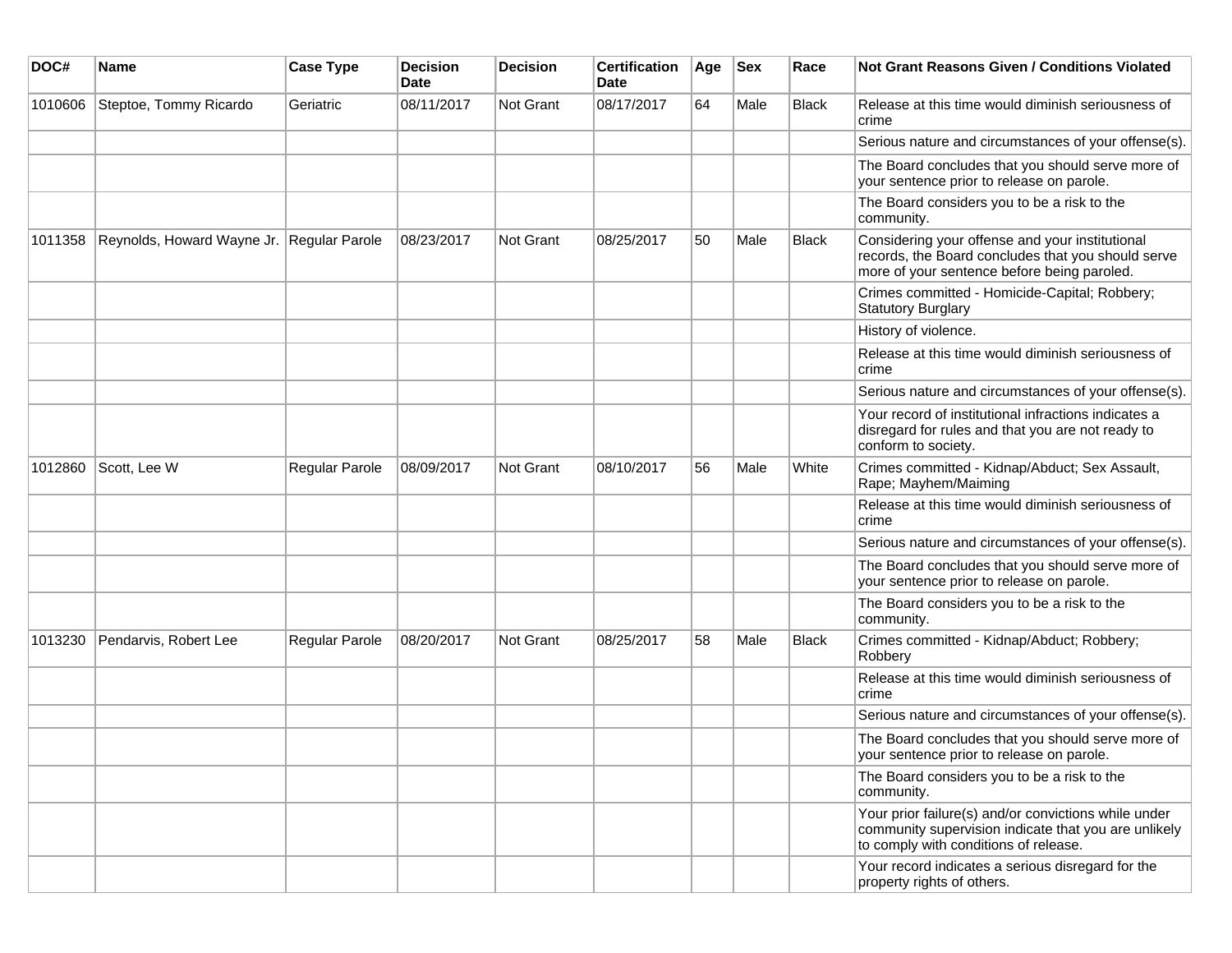| DOC# | Name | Case Type | Decision Date | Decision | Certification Date | Age | Sex | Race | Not Grant Reasons Given / Conditions Violated |
|---|---|---|---|---|---|---|---|---|---|
| 1010606 | Steptoe, Tommy Ricardo | Geriatric | 08/11/2017 | Not Grant | 08/17/2017 | 64 | Male | Black | Release at this time would diminish seriousness of crime |
| | | | | | | | | | Serious nature and circumstances of your offense(s). |
| | | | | | | | | | The Board concludes that you should serve more of your sentence prior to release on parole. |
| | | | | | | | | | The Board considers you to be a risk to the community. |
| 1011358 | Reynolds, Howard Wayne Jr. | Regular Parole | 08/23/2017 | Not Grant | 08/25/2017 | 50 | Male | Black | Considering your offense and your institutional records, the Board concludes that you should serve more of your sentence before being paroled. |
| | | | | | | | | | Crimes committed - Homicide-Capital; Robbery; Statutory Burglary |
| | | | | | | | | | History of violence. |
| | | | | | | | | | Release at this time would diminish seriousness of crime |
| | | | | | | | | | Serious nature and circumstances of your offense(s). |
| | | | | | | | | | Your record of institutional infractions indicates a disregard for rules and that you are not ready to conform to society. |
| 1012860 | Scott, Lee W | Regular Parole | 08/09/2017 | Not Grant | 08/10/2017 | 56 | Male | White | Crimes committed - Kidnap/Abduct; Sex Assault, Rape; Mayhem/Maiming |
| | | | | | | | | | Release at this time would diminish seriousness of crime |
| | | | | | | | | | Serious nature and circumstances of your offense(s). |
| | | | | | | | | | The Board concludes that you should serve more of your sentence prior to release on parole. |
| | | | | | | | | | The Board considers you to be a risk to the community. |
| 1013230 | Pendarvis, Robert Lee | Regular Parole | 08/20/2017 | Not Grant | 08/25/2017 | 58 | Male | Black | Crimes committed - Kidnap/Abduct; Robbery; Robbery |
| | | | | | | | | | Release at this time would diminish seriousness of crime |
| | | | | | | | | | Serious nature and circumstances of your offense(s). |
| | | | | | | | | | The Board concludes that you should serve more of your sentence prior to release on parole. |
| | | | | | | | | | The Board considers you to be a risk to the community. |
| | | | | | | | | | Your prior failure(s) and/or convictions while under community supervision indicate that you are unlikely to comply with conditions of release. |
| | | | | | | | | | Your record indicates a serious disregard for the property rights of others. |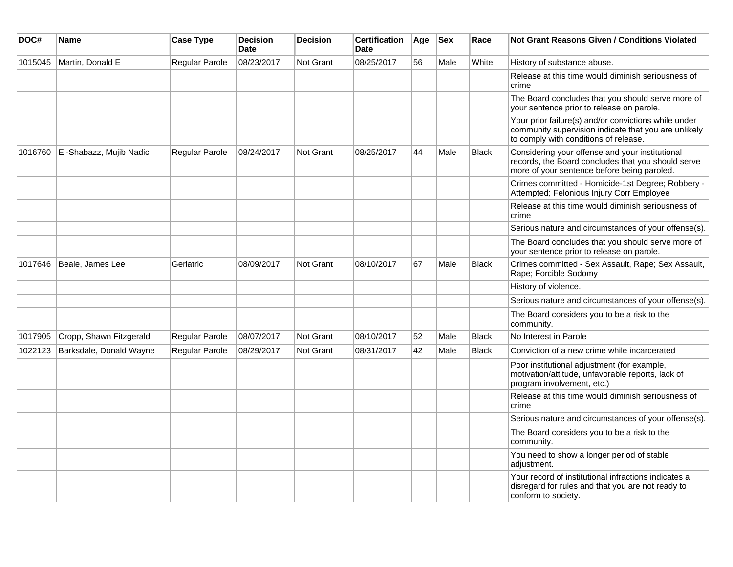| DOC# | Name | Case Type | Decision Date | Decision | Certification Date | Age | Sex | Race | Not Grant Reasons Given / Conditions Violated |
| --- | --- | --- | --- | --- | --- | --- | --- | --- | --- |
| 1015045 | Martin, Donald E | Regular Parole | 08/23/2017 | Not Grant | 08/25/2017 | 56 | Male | White | History of substance abuse. |
| | | | | | | | | | Release at this time would diminish seriousness of crime |
| | | | | | | | | | The Board concludes that you should serve more of your sentence prior to release on parole. |
| | | | | | | | | | Your prior failure(s) and/or convictions while under community supervision indicate that you are unlikely to comply with conditions of release. |
| 1016760 | El-Shabazz, Mujib Nadic | Regular Parole | 08/24/2017 | Not Grant | 08/25/2017 | 44 | Male | Black | Considering your offense and your institutional records, the Board concludes that you should serve more of your sentence before being paroled. |
| | | | | | | | | | Crimes committed - Homicide-1st Degree; Robbery - Attempted; Felonious Injury Corr Employee |
| | | | | | | | | | Release at this time would diminish seriousness of crime |
| | | | | | | | | | Serious nature and circumstances of your offense(s). |
| | | | | | | | | | The Board concludes that you should serve more of your sentence prior to release on parole. |
| 1017646 | Beale, James Lee | Geriatric | 08/09/2017 | Not Grant | 08/10/2017 | 67 | Male | Black | Crimes committed - Sex Assault, Rape; Sex Assault, Rape; Forcible Sodomy |
| | | | | | | | | | History of violence. |
| | | | | | | | | | Serious nature and circumstances of your offense(s). |
| | | | | | | | | | The Board considers you to be a risk to the community. |
| 1017905 | Cropp, Shawn Fitzgerald | Regular Parole | 08/07/2017 | Not Grant | 08/10/2017 | 52 | Male | Black | No Interest in Parole |
| 1022123 | Barksdale, Donald Wayne | Regular Parole | 08/29/2017 | Not Grant | 08/31/2017 | 42 | Male | Black | Conviction of a new crime while incarcerated |
| | | | | | | | | | Poor institutional adjustment (for example, motivation/attitude, unfavorable reports, lack of program involvement, etc.) |
| | | | | | | | | | Release at this time would diminish seriousness of crime |
| | | | | | | | | | Serious nature and circumstances of your offense(s). |
| | | | | | | | | | The Board considers you to be a risk to the community. |
| | | | | | | | | | You need to show a longer period of stable adjustment. |
| | | | | | | | | | Your record of institutional infractions indicates a disregard for rules and that you are not ready to conform to society. |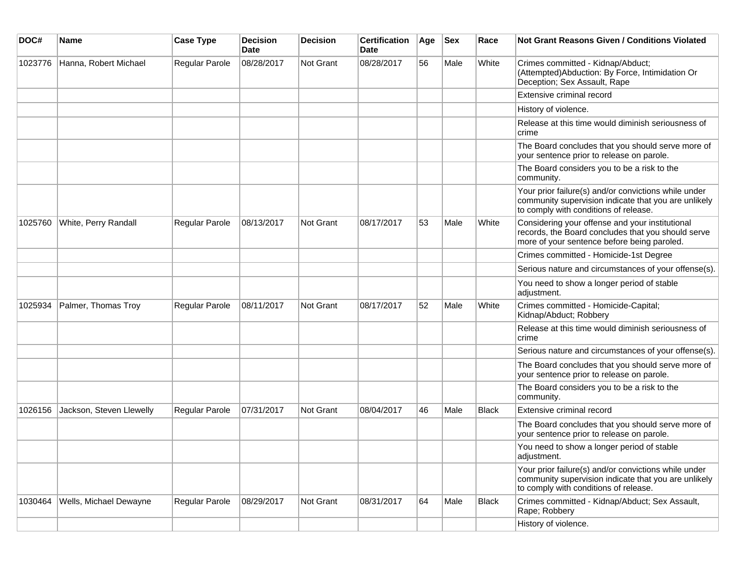| DOC# | Name | Case Type | Decision Date | Decision | Certification Date | Age | Sex | Race | Not Grant Reasons Given / Conditions Violated |
|---|---|---|---|---|---|---|---|---|---|
| 1023776 | Hanna, Robert Michael | Regular Parole | 08/28/2017 | Not Grant | 08/28/2017 | 56 | Male | White | Crimes committed - Kidnap/Abduct; (Attempted)Abduction: By Force, Intimidation Or Deception; Sex Assault, Rape |
| | | | | | | | | | Extensive criminal record |
| | | | | | | | | | History of violence. |
| | | | | | | | | | Release at this time would diminish seriousness of crime |
| | | | | | | | | | The Board concludes that you should serve more of your sentence prior to release on parole. |
| | | | | | | | | | The Board considers you to be a risk to the community. |
| | | | | | | | | | Your prior failure(s) and/or convictions while under community supervision indicate that you are unlikely to comply with conditions of release. |
| 1025760 | White, Perry Randall | Regular Parole | 08/13/2017 | Not Grant | 08/17/2017 | 53 | Male | White | Considering your offense and your institutional records, the Board concludes that you should serve more of your sentence before being paroled. |
| | | | | | | | | | Crimes committed - Homicide-1st Degree |
| | | | | | | | | | Serious nature and circumstances of your offense(s). |
| | | | | | | | | | You need to show a longer period of stable adjustment. |
| 1025934 | Palmer, Thomas Troy | Regular Parole | 08/11/2017 | Not Grant | 08/17/2017 | 52 | Male | White | Crimes committed - Homicide-Capital; Kidnap/Abduct; Robbery |
| | | | | | | | | | Release at this time would diminish seriousness of crime |
| | | | | | | | | | Serious nature and circumstances of your offense(s). |
| | | | | | | | | | The Board concludes that you should serve more of your sentence prior to release on parole. |
| | | | | | | | | | The Board considers you to be a risk to the community. |
| 1026156 | Jackson, Steven Llewelly | Regular Parole | 07/31/2017 | Not Grant | 08/04/2017 | 46 | Male | Black | Extensive criminal record |
| | | | | | | | | | The Board concludes that you should serve more of your sentence prior to release on parole. |
| | | | | | | | | | You need to show a longer period of stable adjustment. |
| | | | | | | | | | Your prior failure(s) and/or convictions while under community supervision indicate that you are unlikely to comply with conditions of release. |
| 1030464 | Wells, Michael Dewayne | Regular Parole | 08/29/2017 | Not Grant | 08/31/2017 | 64 | Male | Black | Crimes committed - Kidnap/Abduct; Sex Assault, Rape; Robbery |
| | | | | | | | | | History of violence. |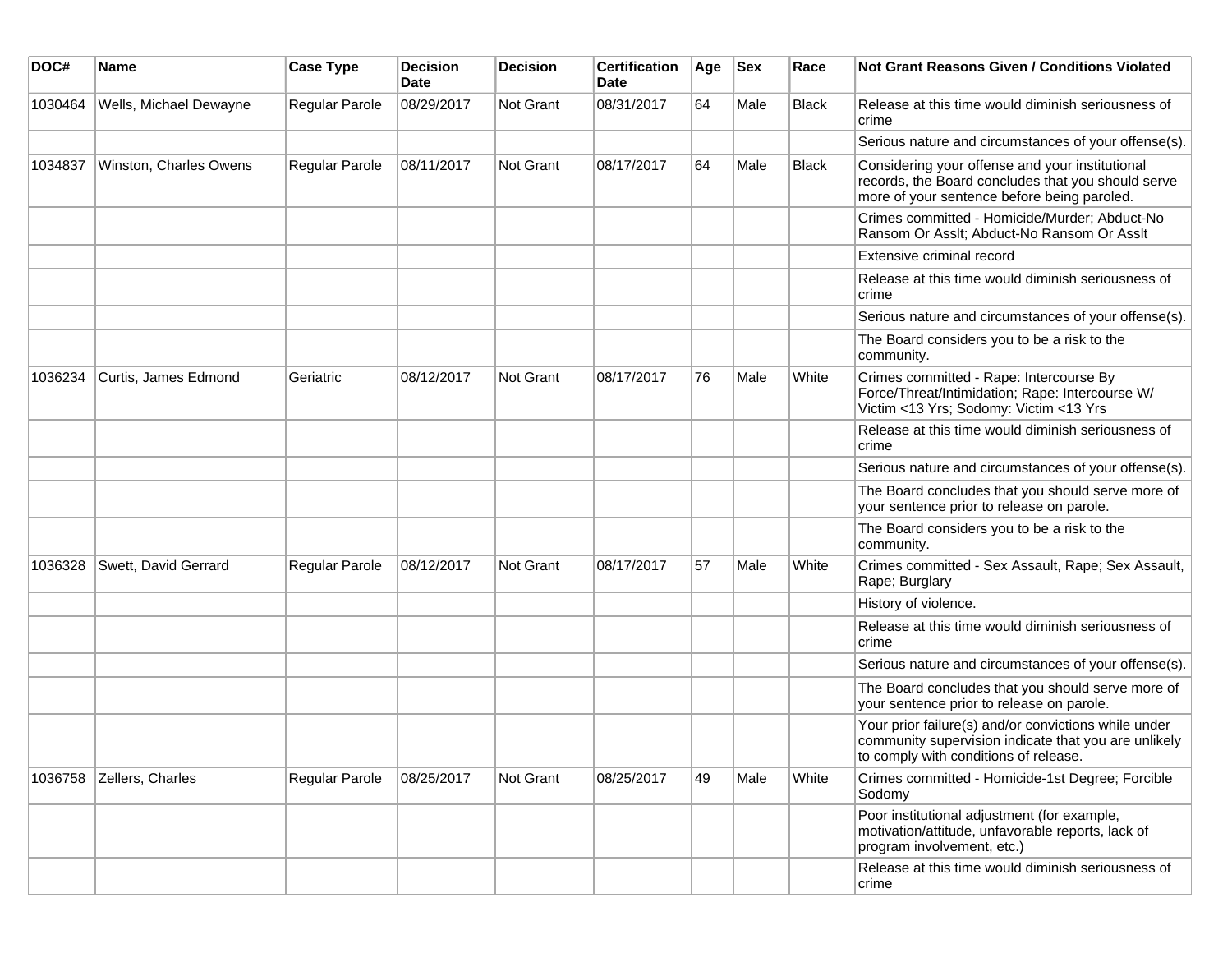| DOC# | Name | Case Type | Decision Date | Decision | Certification Date | Age | Sex | Race | Not Grant Reasons Given / Conditions Violated |
|---|---|---|---|---|---|---|---|---|---|
| 1030464 | Wells, Michael Dewayne | Regular Parole | 08/29/2017 | Not Grant | 08/31/2017 | 64 | Male | Black | Release at this time would diminish seriousness of crime |
| | | | | | | | | | Serious nature and circumstances of your offense(s). |
| 1034837 | Winston, Charles Owens | Regular Parole | 08/11/2017 | Not Grant | 08/17/2017 | 64 | Male | Black | Considering your offense and your institutional records, the Board concludes that you should serve more of your sentence before being paroled. |
| | | | | | | | | | Crimes committed - Homicide/Murder; Abduct-No Ransom Or Asslt; Abduct-No Ransom Or Asslt |
| | | | | | | | | | Extensive criminal record |
| | | | | | | | | | Release at this time would diminish seriousness of crime |
| | | | | | | | | | Serious nature and circumstances of your offense(s). |
| | | | | | | | | | The Board considers you to be a risk to the community. |
| 1036234 | Curtis, James Edmond | Geriatric | 08/12/2017 | Not Grant | 08/17/2017 | 76 | Male | White | Crimes committed - Rape: Intercourse By Force/Threat/Intimidation; Rape: Intercourse W/ Victim <13 Yrs; Sodomy: Victim <13 Yrs |
| | | | | | | | | | Release at this time would diminish seriousness of crime |
| | | | | | | | | | Serious nature and circumstances of your offense(s). |
| | | | | | | | | | The Board concludes that you should serve more of your sentence prior to release on parole. |
| | | | | | | | | | The Board considers you to be a risk to the community. |
| 1036328 | Swett, David Gerrard | Regular Parole | 08/12/2017 | Not Grant | 08/17/2017 | 57 | Male | White | Crimes committed - Sex Assault, Rape; Sex Assault, Rape; Burglary |
| | | | | | | | | | History of violence. |
| | | | | | | | | | Release at this time would diminish seriousness of crime |
| | | | | | | | | | Serious nature and circumstances of your offense(s). |
| | | | | | | | | | The Board concludes that you should serve more of your sentence prior to release on parole. |
| | | | | | | | | | Your prior failure(s) and/or convictions while under community supervision indicate that you are unlikely to comply with conditions of release. |
| 1036758 | Zellers, Charles | Regular Parole | 08/25/2017 | Not Grant | 08/25/2017 | 49 | Male | White | Crimes committed - Homicide-1st Degree; Forcible Sodomy |
| | | | | | | | | | Poor institutional adjustment (for example, motivation/attitude, unfavorable reports, lack of program involvement, etc.) |
| | | | | | | | | | Release at this time would diminish seriousness of crime |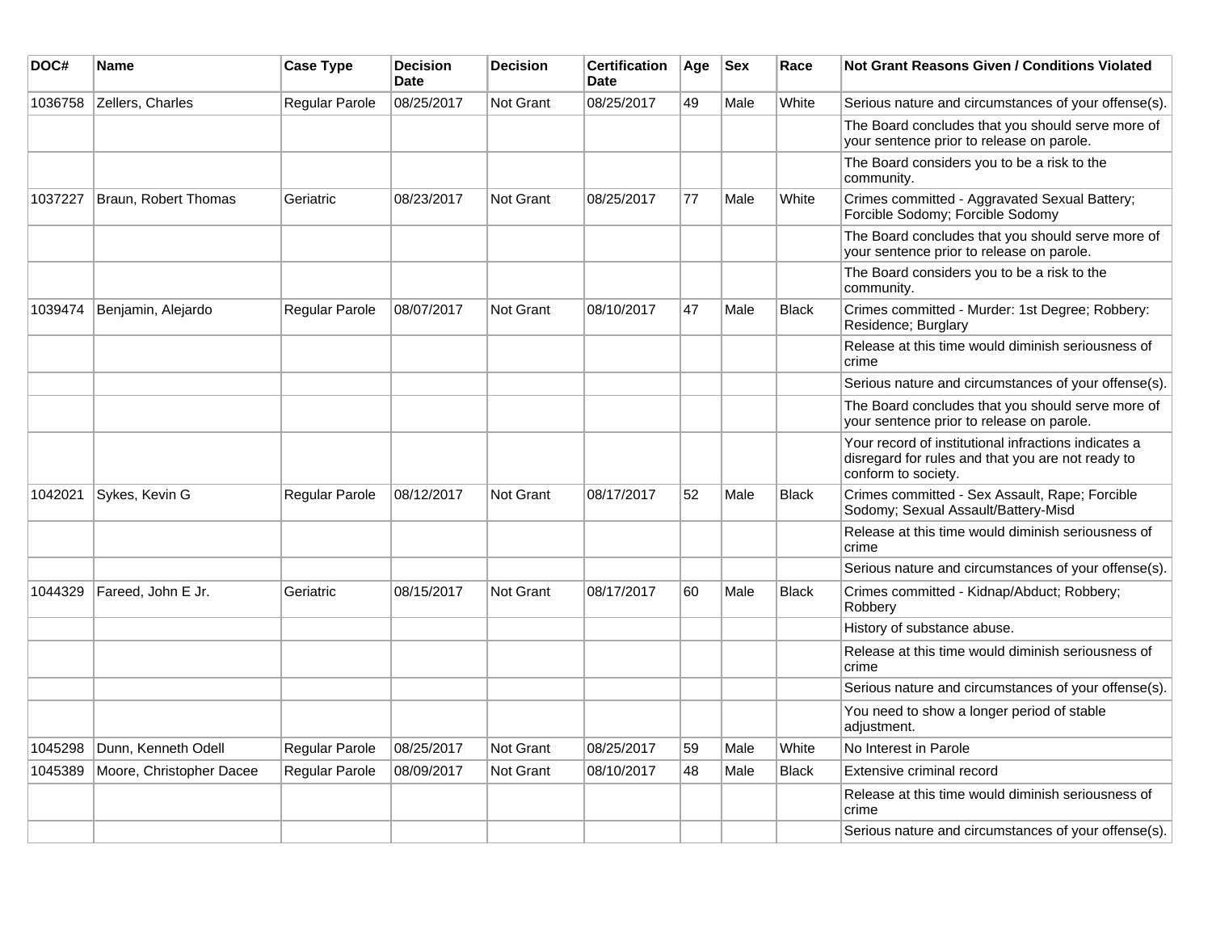| DOC# | Name | Case Type | Decision Date | Decision | Certification Date | Age | Sex | Race | Not Grant Reasons Given / Conditions Violated |
|---|---|---|---|---|---|---|---|---|---|
| 1036758 | Zellers, Charles | Regular Parole | 08/25/2017 | Not Grant | 08/25/2017 | 49 | Male | White | Serious nature and circumstances of your offense(s). |
| | | | | | | | | | The Board concludes that you should serve more of your sentence prior to release on parole. |
| | | | | | | | | | The Board considers you to be a risk to the community. |
| 1037227 | Braun, Robert Thomas | Geriatric | 08/23/2017 | Not Grant | 08/25/2017 | 77 | Male | White | Crimes committed - Aggravated Sexual Battery; Forcible Sodomy; Forcible Sodomy |
| | | | | | | | | | The Board concludes that you should serve more of your sentence prior to release on parole. |
| | | | | | | | | | The Board considers you to be a risk to the community. |
| 1039474 | Benjamin, Alejardo | Regular Parole | 08/07/2017 | Not Grant | 08/10/2017 | 47 | Male | Black | Crimes committed - Murder: 1st Degree; Robbery: Residence; Burglary |
| | | | | | | | | | Release at this time would diminish seriousness of crime |
| | | | | | | | | | Serious nature and circumstances of your offense(s). |
| | | | | | | | | | The Board concludes that you should serve more of your sentence prior to release on parole. |
| | | | | | | | | | Your record of institutional infractions indicates a disregard for rules and that you are not ready to conform to society. |
| 1042021 | Sykes, Kevin G | Regular Parole | 08/12/2017 | Not Grant | 08/17/2017 | 52 | Male | Black | Crimes committed - Sex Assault, Rape; Forcible Sodomy; Sexual Assault/Battery-Misd |
| | | | | | | | | | Release at this time would diminish seriousness of crime |
| | | | | | | | | | Serious nature and circumstances of your offense(s). |
| 1044329 | Fareed, John E Jr. | Geriatric | 08/15/2017 | Not Grant | 08/17/2017 | 60 | Male | Black | Crimes committed - Kidnap/Abduct; Robbery; Robbery |
| | | | | | | | | | History of substance abuse. |
| | | | | | | | | | Release at this time would diminish seriousness of crime |
| | | | | | | | | | Serious nature and circumstances of your offense(s). |
| | | | | | | | | | You need to show a longer period of stable adjustment. |
| 1045298 | Dunn, Kenneth Odell | Regular Parole | 08/25/2017 | Not Grant | 08/25/2017 | 59 | Male | White | No Interest in Parole |
| 1045389 | Moore, Christopher Dacee | Regular Parole | 08/09/2017 | Not Grant | 08/10/2017 | 48 | Male | Black | Extensive criminal record |
| | | | | | | | | | Release at this time would diminish seriousness of crime |
| | | | | | | | | | Serious nature and circumstances of your offense(s). |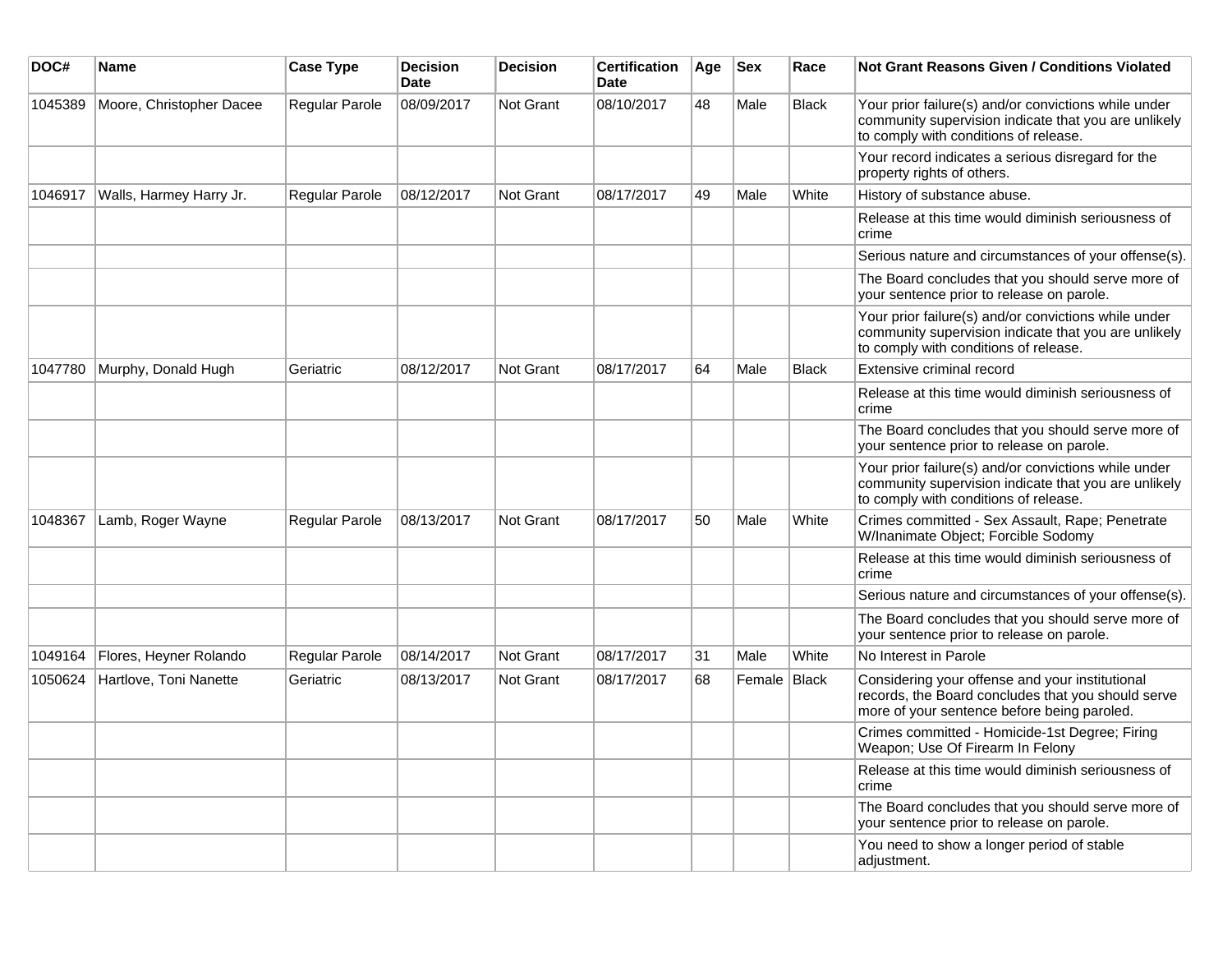| DOC# | Name | Case Type | Decision Date | Decision | Certification Date | Age | Sex | Race | Not Grant Reasons Given / Conditions Violated |
|---|---|---|---|---|---|---|---|---|---|
| 1045389 | Moore, Christopher Dacee | Regular Parole | 08/09/2017 | Not Grant | 08/10/2017 | 48 | Male | Black | Your prior failure(s) and/or convictions while under community supervision indicate that you are unlikely to comply with conditions of release. |
| | | | | | | | | | Your record indicates a serious disregard for the property rights of others. |
| 1046917 | Walls, Harmey Harry Jr. | Regular Parole | 08/12/2017 | Not Grant | 08/17/2017 | 49 | Male | White | History of substance abuse. |
| | | | | | | | | | Release at this time would diminish seriousness of crime |
| | | | | | | | | | Serious nature and circumstances of your offense(s). |
| | | | | | | | | | The Board concludes that you should serve more of your sentence prior to release on parole. |
| | | | | | | | | | Your prior failure(s) and/or convictions while under community supervision indicate that you are unlikely to comply with conditions of release. |
| 1047780 | Murphy, Donald Hugh | Geriatric | 08/12/2017 | Not Grant | 08/17/2017 | 64 | Male | Black | Extensive criminal record |
| | | | | | | | | | Release at this time would diminish seriousness of crime |
| | | | | | | | | | The Board concludes that you should serve more of your sentence prior to release on parole. |
| | | | | | | | | | Your prior failure(s) and/or convictions while under community supervision indicate that you are unlikely to comply with conditions of release. |
| 1048367 | Lamb, Roger Wayne | Regular Parole | 08/13/2017 | Not Grant | 08/17/2017 | 50 | Male | White | Crimes committed - Sex Assault, Rape; Penetrate W/Inanimate Object; Forcible Sodomy |
| | | | | | | | | | Release at this time would diminish seriousness of crime |
| | | | | | | | | | Serious nature and circumstances of your offense(s). |
| | | | | | | | | | The Board concludes that you should serve more of your sentence prior to release on parole. |
| 1049164 | Flores, Heyner Rolando | Regular Parole | 08/14/2017 | Not Grant | 08/17/2017 | 31 | Male | White | No Interest in Parole |
| 1050624 | Hartlove, Toni Nanette | Geriatric | 08/13/2017 | Not Grant | 08/17/2017 | 68 | Female | Black | Considering your offense and your institutional records, the Board concludes that you should serve more of your sentence before being paroled. |
| | | | | | | | | | Crimes committed - Homicide-1st Degree; Firing Weapon; Use Of Firearm In Felony |
| | | | | | | | | | Release at this time would diminish seriousness of crime |
| | | | | | | | | | The Board concludes that you should serve more of your sentence prior to release on parole. |
| | | | | | | | | | You need to show a longer period of stable adjustment. |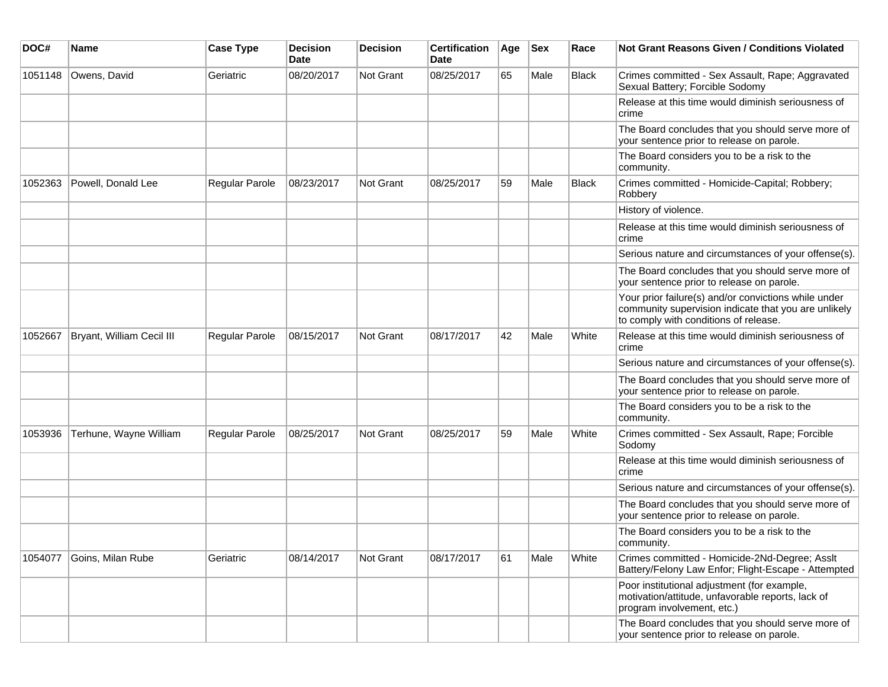| DOC# | Name | Case Type | Decision Date | Decision | Certification Date | Age | Sex | Race | Not Grant Reasons Given / Conditions Violated |
|---|---|---|---|---|---|---|---|---|---|
| 1051148 | Owens, David | Geriatric | 08/20/2017 | Not Grant | 08/25/2017 | 65 | Male | Black | Crimes committed - Sex Assault, Rape; Aggravated Sexual Battery; Forcible Sodomy |
| | | | | | | | | | Release at this time would diminish seriousness of crime |
| | | | | | | | | | The Board concludes that you should serve more of your sentence prior to release on parole. |
| | | | | | | | | | The Board considers you to be a risk to the community. |
| 1052363 | Powell, Donald Lee | Regular Parole | 08/23/2017 | Not Grant | 08/25/2017 | 59 | Male | Black | Crimes committed - Homicide-Capital; Robbery; Robbery |
| | | | | | | | | | History of violence. |
| | | | | | | | | | Release at this time would diminish seriousness of crime |
| | | | | | | | | | Serious nature and circumstances of your offense(s). |
| | | | | | | | | | The Board concludes that you should serve more of your sentence prior to release on parole. |
| | | | | | | | | | Your prior failure(s) and/or convictions while under community supervision indicate that you are unlikely to comply with conditions of release. |
| 1052667 | Bryant, William Cecil III | Regular Parole | 08/15/2017 | Not Grant | 08/17/2017 | 42 | Male | White | Release at this time would diminish seriousness of crime |
| | | | | | | | | | Serious nature and circumstances of your offense(s). |
| | | | | | | | | | The Board concludes that you should serve more of your sentence prior to release on parole. |
| | | | | | | | | | The Board considers you to be a risk to the community. |
| 1053936 | Terhune, Wayne William | Regular Parole | 08/25/2017 | Not Grant | 08/25/2017 | 59 | Male | White | Crimes committed - Sex Assault, Rape; Forcible Sodomy |
| | | | | | | | | | Release at this time would diminish seriousness of crime |
| | | | | | | | | | Serious nature and circumstances of your offense(s). |
| | | | | | | | | | The Board concludes that you should serve more of your sentence prior to release on parole. |
| | | | | | | | | | The Board considers you to be a risk to the community. |
| 1054077 | Goins, Milan Rube | Geriatric | 08/14/2017 | Not Grant | 08/17/2017 | 61 | Male | White | Crimes committed - Homicide-2Nd-Degree; Asslt Battery/Felony Law Enfor; Flight-Escape - Attempted |
| | | | | | | | | | Poor institutional adjustment (for example, motivation/attitude, unfavorable reports, lack of program involvement, etc.) |
| | | | | | | | | | The Board concludes that you should serve more of your sentence prior to release on parole. |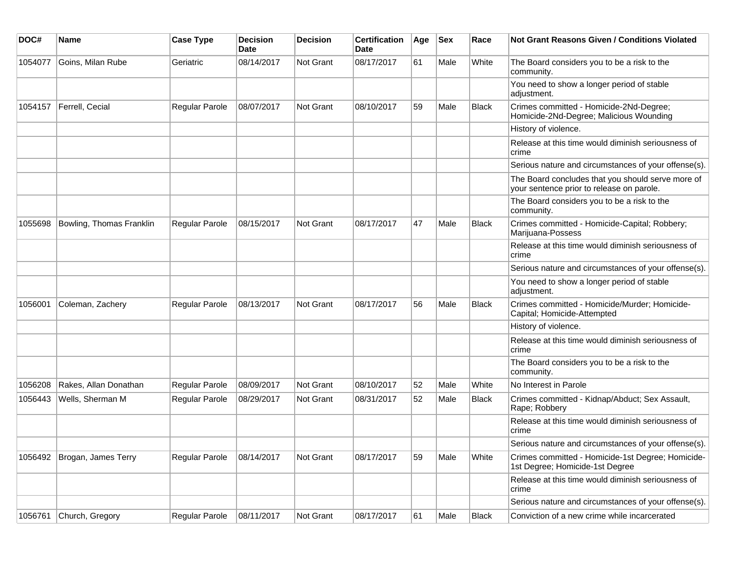| DOC# | Name | Case Type | Decision Date | Decision | Certification Date | Age | Sex | Race | Not Grant Reasons Given / Conditions Violated |
|---|---|---|---|---|---|---|---|---|---|
| 1054077 | Goins, Milan Rube | Geriatric | 08/14/2017 | Not Grant | 08/17/2017 | 61 | Male | White | The Board considers you to be a risk to the community. |
| | | | | | | | | | You need to show a longer period of stable adjustment. |
| 1054157 | Ferrell, Cecial | Regular Parole | 08/07/2017 | Not Grant | 08/10/2017 | 59 | Male | Black | Crimes committed - Homicide-2Nd-Degree; Homicide-2Nd-Degree; Malicious Wounding |
| | | | | | | | | | History of violence. |
| | | | | | | | | | Release at this time would diminish seriousness of crime |
| | | | | | | | | | Serious nature and circumstances of your offense(s). |
| | | | | | | | | | The Board concludes that you should serve more of your sentence prior to release on parole. |
| | | | | | | | | | The Board considers you to be a risk to the community. |
| 1055698 | Bowling, Thomas Franklin | Regular Parole | 08/15/2017 | Not Grant | 08/17/2017 | 47 | Male | Black | Crimes committed - Homicide-Capital; Robbery; Marijuana-Possess |
| | | | | | | | | | Release at this time would diminish seriousness of crime |
| | | | | | | | | | Serious nature and circumstances of your offense(s). |
| | | | | | | | | | You need to show a longer period of stable adjustment. |
| 1056001 | Coleman, Zachery | Regular Parole | 08/13/2017 | Not Grant | 08/17/2017 | 56 | Male | Black | Crimes committed - Homicide/Murder; Homicide-Capital; Homicide-Attempted |
| | | | | | | | | | History of violence. |
| | | | | | | | | | Release at this time would diminish seriousness of crime |
| | | | | | | | | | The Board considers you to be a risk to the community. |
| 1056208 | Rakes, Allan Donathan | Regular Parole | 08/09/2017 | Not Grant | 08/10/2017 | 52 | Male | White | No Interest in Parole |
| 1056443 | Wells, Sherman M | Regular Parole | 08/29/2017 | Not Grant | 08/31/2017 | 52 | Male | Black | Crimes committed - Kidnap/Abduct; Sex Assault, Rape; Robbery |
| | | | | | | | | | Release at this time would diminish seriousness of crime |
| | | | | | | | | | Serious nature and circumstances of your offense(s). |
| 1056492 | Brogan, James Terry | Regular Parole | 08/14/2017 | Not Grant | 08/17/2017 | 59 | Male | White | Crimes committed - Homicide-1st Degree; Homicide-1st Degree; Homicide-1st Degree |
| | | | | | | | | | Release at this time would diminish seriousness of crime |
| | | | | | | | | | Serious nature and circumstances of your offense(s). |
| 1056761 | Church, Gregory | Regular Parole | 08/11/2017 | Not Grant | 08/17/2017 | 61 | Male | Black | Conviction of a new crime while incarcerated |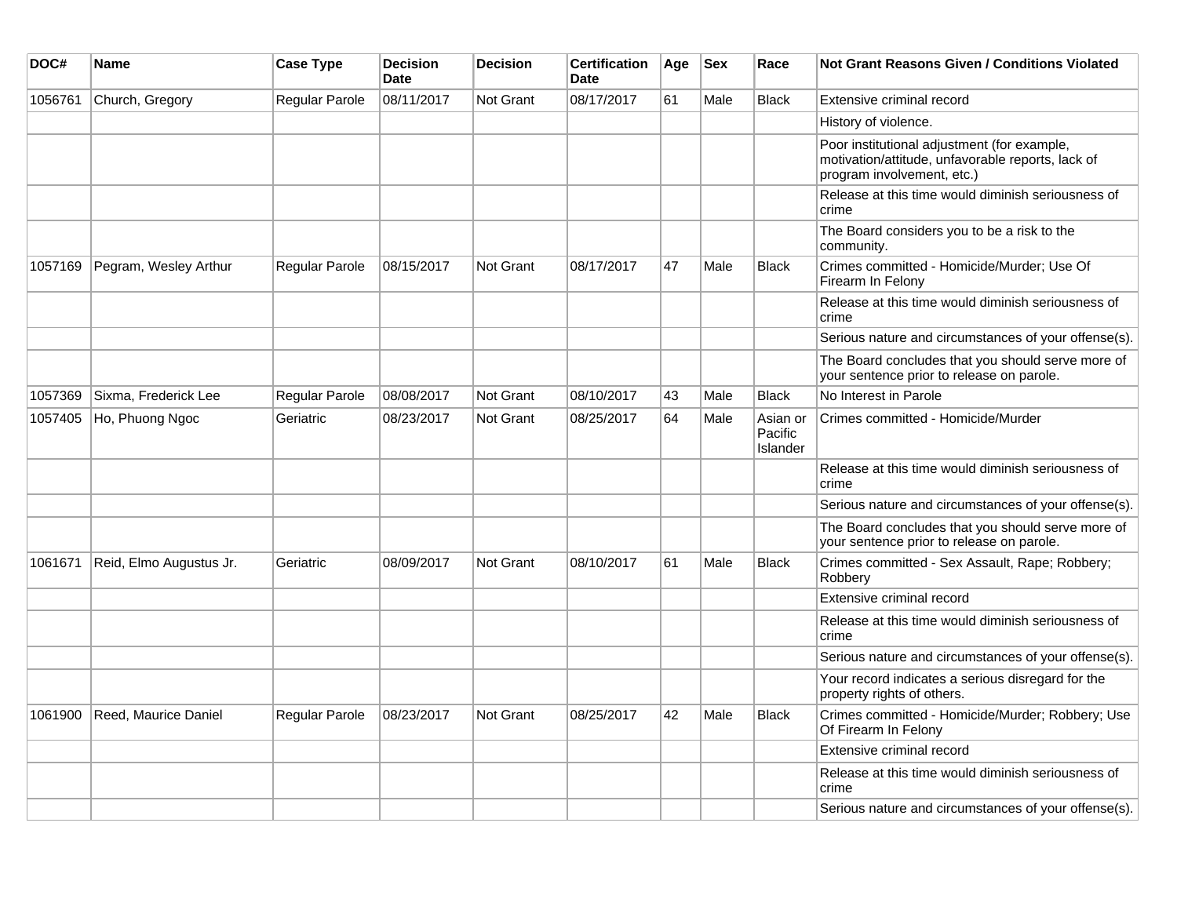| DOC# | Name | Case Type | Decision Date | Decision | Certification Date | Age | Sex | Race | Not Grant Reasons Given / Conditions Violated |
|---|---|---|---|---|---|---|---|---|---|
| 1056761 | Church, Gregory | Regular Parole | 08/11/2017 | Not Grant | 08/17/2017 | 61 | Male | Black | Extensive criminal record |
| | | | | | | | | | History of violence. |
| | | | | | | | | | Poor institutional adjustment (for example, motivation/attitude, unfavorable reports, lack of program involvement, etc.) |
| | | | | | | | | | Release at this time would diminish seriousness of crime |
| | | | | | | | | | The Board considers you to be a risk to the community. |
| 1057169 | Pegram, Wesley Arthur | Regular Parole | 08/15/2017 | Not Grant | 08/17/2017 | 47 | Male | Black | Crimes committed - Homicide/Murder; Use Of Firearm In Felony |
| | | | | | | | | | Release at this time would diminish seriousness of crime |
| | | | | | | | | | Serious nature and circumstances of your offense(s). |
| | | | | | | | | | The Board concludes that you should serve more of your sentence prior to release on parole. |
| 1057369 | Sixma, Frederick Lee | Regular Parole | 08/08/2017 | Not Grant | 08/10/2017 | 43 | Male | Black | No Interest in Parole |
| 1057405 | Ho, Phuong Ngoc | Geriatric | 08/23/2017 | Not Grant | 08/25/2017 | 64 | Male | Asian or Pacific Islander | Crimes committed - Homicide/Murder |
| | | | | | | | | | Release at this time would diminish seriousness of crime |
| | | | | | | | | | Serious nature and circumstances of your offense(s). |
| | | | | | | | | | The Board concludes that you should serve more of your sentence prior to release on parole. |
| 1061671 | Reid, Elmo Augustus Jr. | Geriatric | 08/09/2017 | Not Grant | 08/10/2017 | 61 | Male | Black | Crimes committed - Sex Assault, Rape; Robbery; Robbery |
| | | | | | | | | | Extensive criminal record |
| | | | | | | | | | Release at this time would diminish seriousness of crime |
| | | | | | | | | | Serious nature and circumstances of your offense(s). |
| | | | | | | | | | Your record indicates a serious disregard for the property rights of others. |
| 1061900 | Reed, Maurice Daniel | Regular Parole | 08/23/2017 | Not Grant | 08/25/2017 | 42 | Male | Black | Crimes committed - Homicide/Murder; Robbery; Use Of Firearm In Felony |
| | | | | | | | | | Extensive criminal record |
| | | | | | | | | | Release at this time would diminish seriousness of crime |
| | | | | | | | | | Serious nature and circumstances of your offense(s). |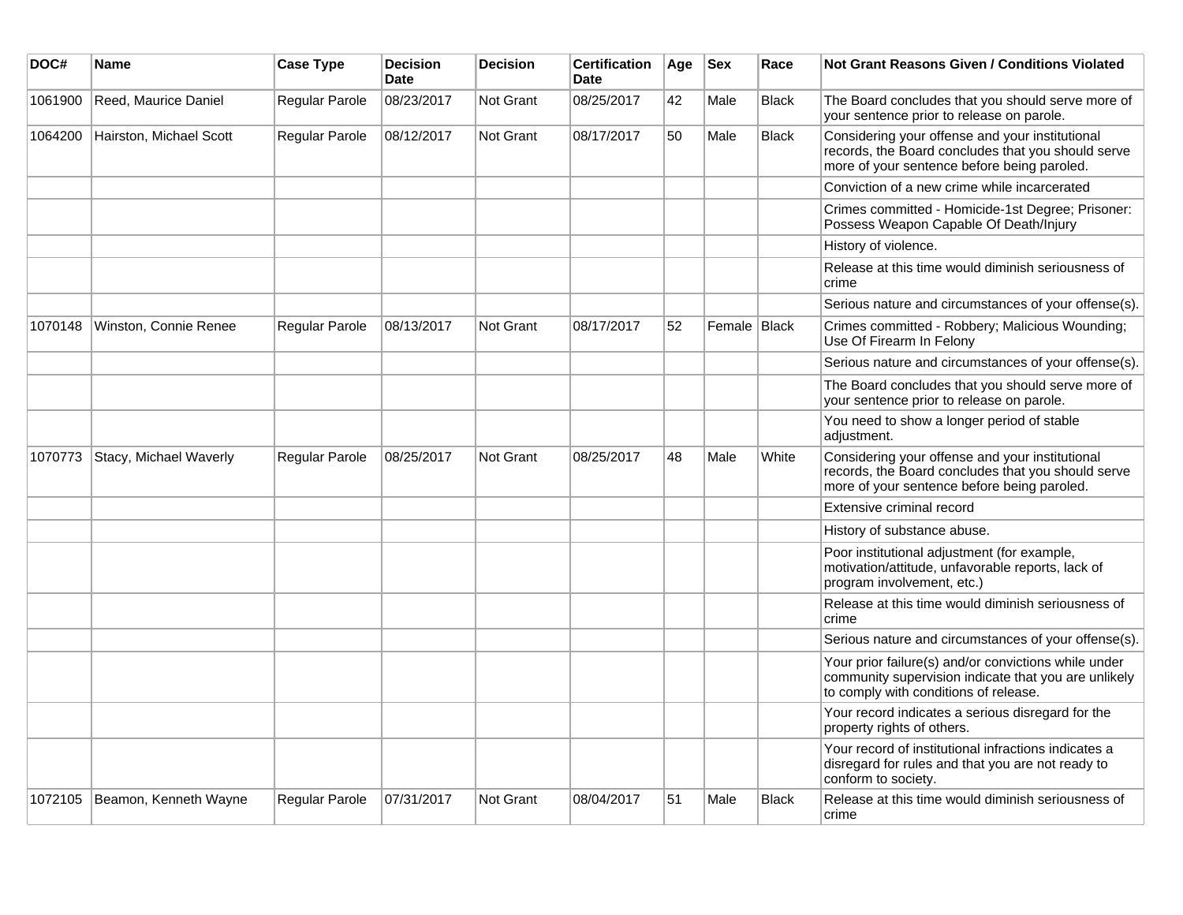| DOC# | Name | Case Type | Decision Date | Decision | Certification Date | Age | Sex | Race | Not Grant Reasons Given / Conditions Violated |
|---|---|---|---|---|---|---|---|---|---|
| 1061900 | Reed, Maurice Daniel | Regular Parole | 08/23/2017 | Not Grant | 08/25/2017 | 42 | Male | Black | The Board concludes that you should serve more of your sentence prior to release on parole. |
| 1064200 | Hairston, Michael Scott | Regular Parole | 08/12/2017 | Not Grant | 08/17/2017 | 50 | Male | Black | Considering your offense and your institutional records, the Board concludes that you should serve more of your sentence before being paroled. |
| | | | | | | | | | Conviction of a new crime while incarcerated |
| | | | | | | | | | Crimes committed - Homicide-1st Degree; Prisoner: Possess Weapon Capable Of Death/Injury |
| | | | | | | | | | History of violence. |
| | | | | | | | | | Release at this time would diminish seriousness of crime |
| | | | | | | | | | Serious nature and circumstances of your offense(s). |
| 1070148 | Winston, Connie Renee | Regular Parole | 08/13/2017 | Not Grant | 08/17/2017 | 52 | Female | Black | Crimes committed - Robbery; Malicious Wounding; Use Of Firearm In Felony |
| | | | | | | | | | Serious nature and circumstances of your offense(s). |
| | | | | | | | | | The Board concludes that you should serve more of your sentence prior to release on parole. |
| | | | | | | | | | You need to show a longer period of stable adjustment. |
| 1070773 | Stacy, Michael Waverly | Regular Parole | 08/25/2017 | Not Grant | 08/25/2017 | 48 | Male | White | Considering your offense and your institutional records, the Board concludes that you should serve more of your sentence before being paroled. |
| | | | | | | | | | Extensive criminal record |
| | | | | | | | | | History of substance abuse. |
| | | | | | | | | | Poor institutional adjustment (for example, motivation/attitude, unfavorable reports, lack of program involvement, etc.) |
| | | | | | | | | | Release at this time would diminish seriousness of crime |
| | | | | | | | | | Serious nature and circumstances of your offense(s). |
| | | | | | | | | | Your prior failure(s) and/or convictions while under community supervision indicate that you are unlikely to comply with conditions of release. |
| | | | | | | | | | Your record indicates a serious disregard for the property rights of others. |
| | | | | | | | | | Your record of institutional infractions indicates a disregard for rules and that you are not ready to conform to society. |
| 1072105 | Beamon, Kenneth Wayne | Regular Parole | 07/31/2017 | Not Grant | 08/04/2017 | 51 | Male | Black | Release at this time would diminish seriousness of crime |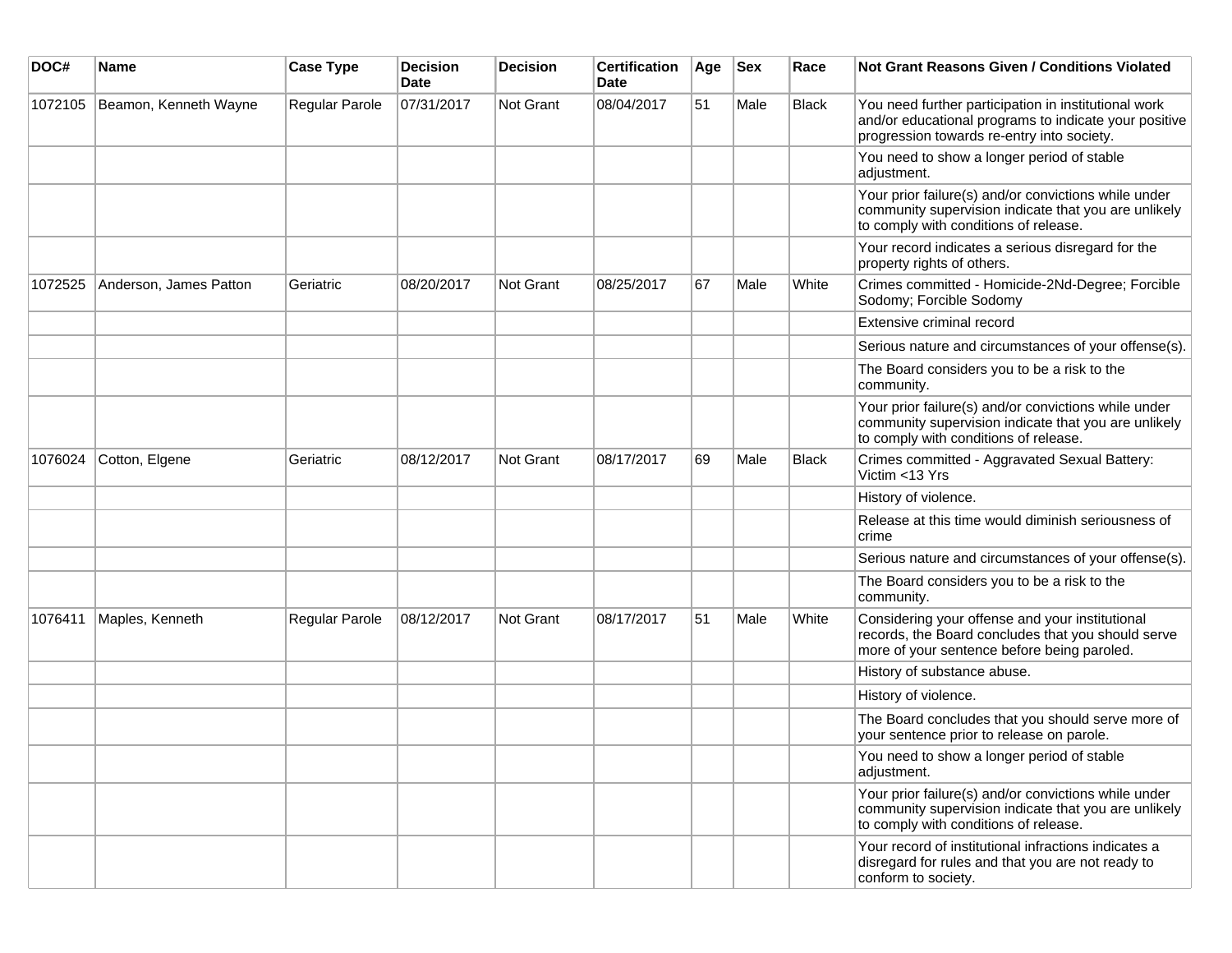| DOC# | Name | Case Type | Decision Date | Decision | Certification Date | Age | Sex | Race | Not Grant Reasons Given / Conditions Violated |
|---|---|---|---|---|---|---|---|---|---|
| 1072105 | Beamon, Kenneth Wayne | Regular Parole | 07/31/2017 | Not Grant | 08/04/2017 | 51 | Male | Black | You need further participation in institutional work and/or educational programs to indicate your positive progression towards re-entry into society. |
| | | | | | | | | | You need to show a longer period of stable adjustment. |
| | | | | | | | | | Your prior failure(s) and/or convictions while under community supervision indicate that you are unlikely to comply with conditions of release. |
| | | | | | | | | | Your record indicates a serious disregard for the property rights of others. |
| 1072525 | Anderson, James Patton | Geriatric | 08/20/2017 | Not Grant | 08/25/2017 | 67 | Male | White | Crimes committed - Homicide-2Nd-Degree; Forcible Sodomy; Forcible Sodomy |
| | | | | | | | | | Extensive criminal record |
| | | | | | | | | | Serious nature and circumstances of your offense(s). |
| | | | | | | | | | The Board considers you to be a risk to the community. |
| | | | | | | | | | Your prior failure(s) and/or convictions while under community supervision indicate that you are unlikely to comply with conditions of release. |
| 1076024 | Cotton, Elgene | Geriatric | 08/12/2017 | Not Grant | 08/17/2017 | 69 | Male | Black | Crimes committed - Aggravated Sexual Battery: Victim <13 Yrs |
| | | | | | | | | | History of violence. |
| | | | | | | | | | Release at this time would diminish seriousness of crime |
| | | | | | | | | | Serious nature and circumstances of your offense(s). |
| | | | | | | | | | The Board considers you to be a risk to the community. |
| 1076411 | Maples, Kenneth | Regular Parole | 08/12/2017 | Not Grant | 08/17/2017 | 51 | Male | White | Considering your offense and your institutional records, the Board concludes that you should serve more of your sentence before being paroled. |
| | | | | | | | | | History of substance abuse. |
| | | | | | | | | | History of violence. |
| | | | | | | | | | The Board concludes that you should serve more of your sentence prior to release on parole. |
| | | | | | | | | | You need to show a longer period of stable adjustment. |
| | | | | | | | | | Your prior failure(s) and/or convictions while under community supervision indicate that you are unlikely to comply with conditions of release. |
| | | | | | | | | | Your record of institutional infractions indicates a disregard for rules and that you are not ready to conform to society. |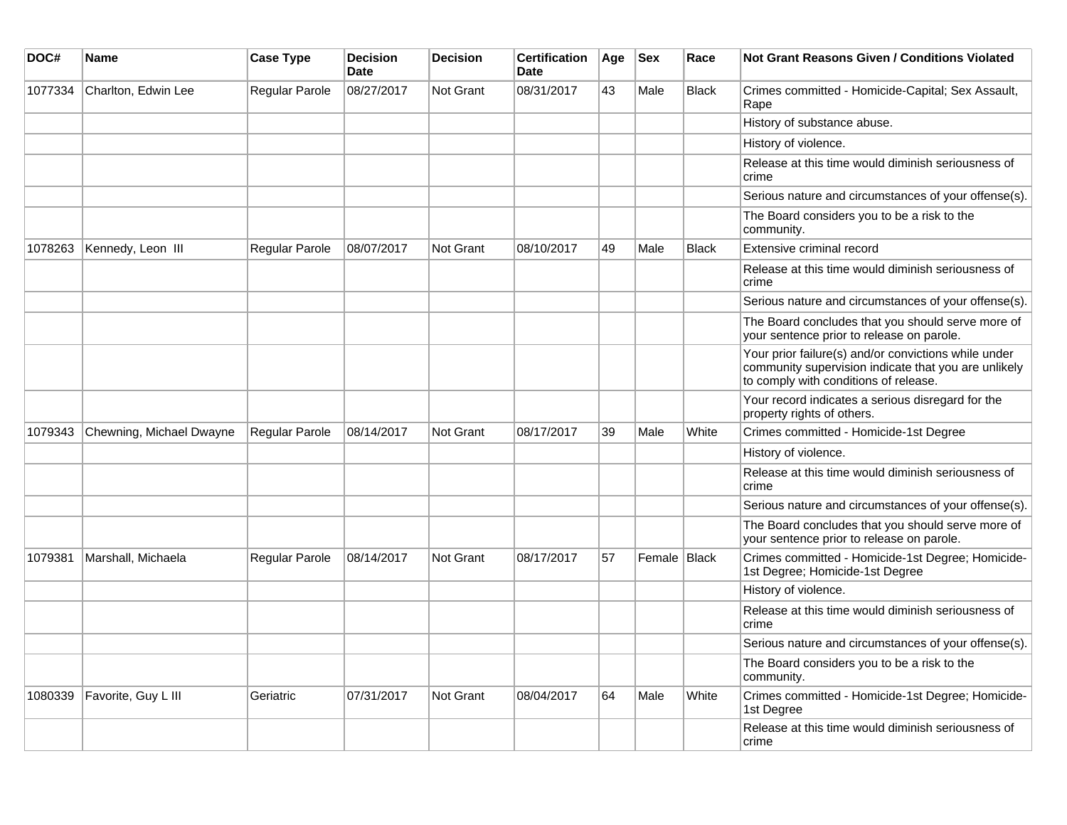| DOC# | Name | Case Type | Decision Date | Decision | Certification Date | Age | Sex | Race | Not Grant Reasons Given / Conditions Violated |
|---|---|---|---|---|---|---|---|---|---|
| 1077334 | Charlton, Edwin Lee | Regular Parole | 08/27/2017 | Not Grant | 08/31/2017 | 43 | Male | Black | Crimes committed - Homicide-Capital; Sex Assault, Rape |
| | | | | | | | | | History of substance abuse. |
| | | | | | | | | | History of violence. |
| | | | | | | | | | Release at this time would diminish seriousness of crime |
| | | | | | | | | | Serious nature and circumstances of your offense(s). |
| | | | | | | | | | The Board considers you to be a risk to the community. |
| 1078263 | Kennedy, Leon III | Regular Parole | 08/07/2017 | Not Grant | 08/10/2017 | 49 | Male | Black | Extensive criminal record |
| | | | | | | | | | Release at this time would diminish seriousness of crime |
| | | | | | | | | | Serious nature and circumstances of your offense(s). |
| | | | | | | | | | The Board concludes that you should serve more of your sentence prior to release on parole. |
| | | | | | | | | | Your prior failure(s) and/or convictions while under community supervision indicate that you are unlikely to comply with conditions of release. |
| | | | | | | | | | Your record indicates a serious disregard for the property rights of others. |
| 1079343 | Chewning, Michael Dwayne | Regular Parole | 08/14/2017 | Not Grant | 08/17/2017 | 39 | Male | White | Crimes committed - Homicide-1st Degree |
| | | | | | | | | | History of violence. |
| | | | | | | | | | Release at this time would diminish seriousness of crime |
| | | | | | | | | | Serious nature and circumstances of your offense(s). |
| | | | | | | | | | The Board concludes that you should serve more of your sentence prior to release on parole. |
| 1079381 | Marshall, Michaela | Regular Parole | 08/14/2017 | Not Grant | 08/17/2017 | 57 | Female | Black | Crimes committed - Homicide-1st Degree; Homicide-1st Degree; Homicide-1st Degree |
| | | | | | | | | | History of violence. |
| | | | | | | | | | Release at this time would diminish seriousness of crime |
| | | | | | | | | | Serious nature and circumstances of your offense(s). |
| | | | | | | | | | The Board considers you to be a risk to the community. |
| 1080339 | Favorite, Guy L III | Geriatric | 07/31/2017 | Not Grant | 08/04/2017 | 64 | Male | White | Crimes committed - Homicide-1st Degree; Homicide-1st Degree |
| | | | | | | | | | Release at this time would diminish seriousness of crime |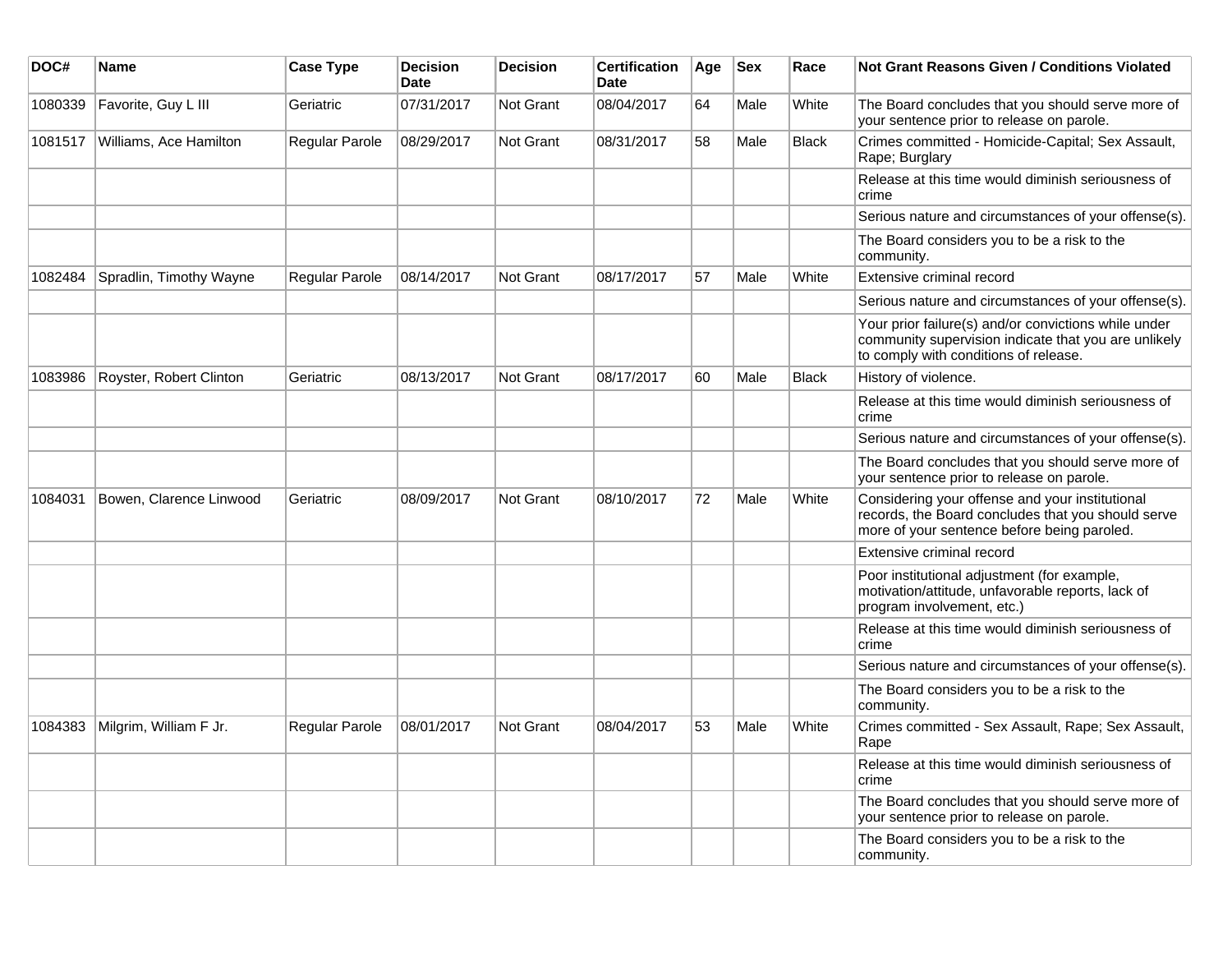| DOC# | Name | Case Type | Decision Date | Decision | Certification Date | Age | Sex | Race | Not Grant Reasons Given / Conditions Violated |
|---|---|---|---|---|---|---|---|---|---|
| 1080339 | Favorite, Guy L III | Geriatric | 07/31/2017 | Not Grant | 08/04/2017 | 64 | Male | White | The Board concludes that you should serve more of your sentence prior to release on parole. |
| 1081517 | Williams, Ace Hamilton | Regular Parole | 08/29/2017 | Not Grant | 08/31/2017 | 58 | Male | Black | Crimes committed - Homicide-Capital; Sex Assault, Rape; Burglary |
| | | | | | | | | | Release at this time would diminish seriousness of crime |
| | | | | | | | | | Serious nature and circumstances of your offense(s). |
| | | | | | | | | | The Board considers you to be a risk to the community. |
| 1082484 | Spradlin, Timothy Wayne | Regular Parole | 08/14/2017 | Not Grant | 08/17/2017 | 57 | Male | White | Extensive criminal record |
| | | | | | | | | | Serious nature and circumstances of your offense(s). |
| | | | | | | | | | Your prior failure(s) and/or convictions while under community supervision indicate that you are unlikely to comply with conditions of release. |
| 1083986 | Royster, Robert Clinton | Geriatric | 08/13/2017 | Not Grant | 08/17/2017 | 60 | Male | Black | History of violence. |
| | | | | | | | | | Release at this time would diminish seriousness of crime |
| | | | | | | | | | Serious nature and circumstances of your offense(s). |
| | | | | | | | | | The Board concludes that you should serve more of your sentence prior to release on parole. |
| 1084031 | Bowen, Clarence Linwood | Geriatric | 08/09/2017 | Not Grant | 08/10/2017 | 72 | Male | White | Considering your offense and your institutional records, the Board concludes that you should serve more of your sentence before being paroled. |
| | | | | | | | | | Extensive criminal record |
| | | | | | | | | | Poor institutional adjustment (for example, motivation/attitude, unfavorable reports, lack of program involvement, etc.) |
| | | | | | | | | | Release at this time would diminish seriousness of crime |
| | | | | | | | | | Serious nature and circumstances of your offense(s). |
| | | | | | | | | | The Board considers you to be a risk to the community. |
| 1084383 | Milgrim, William F Jr. | Regular Parole | 08/01/2017 | Not Grant | 08/04/2017 | 53 | Male | White | Crimes committed - Sex Assault, Rape; Sex Assault, Rape |
| | | | | | | | | | Release at this time would diminish seriousness of crime |
| | | | | | | | | | The Board concludes that you should serve more of your sentence prior to release on parole. |
| | | | | | | | | | The Board considers you to be a risk to the community. |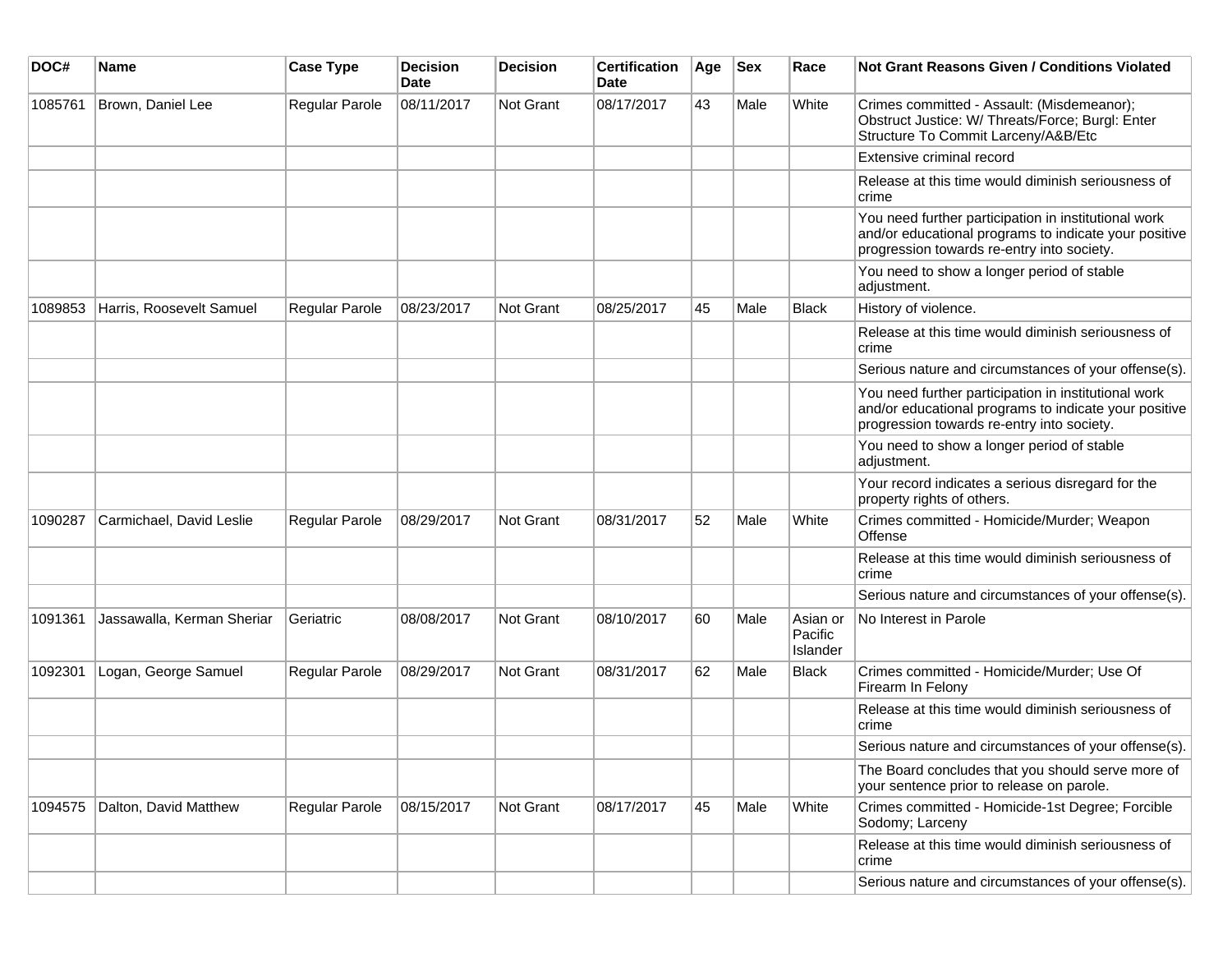| DOC# | Name | Case Type | Decision Date | Decision | Certification Date | Age | Sex | Race | Not Grant Reasons Given / Conditions Violated |
| --- | --- | --- | --- | --- | --- | --- | --- | --- | --- |
| 1085761 | Brown, Daniel Lee | Regular Parole | 08/11/2017 | Not Grant | 08/17/2017 | 43 | Male | White | Crimes committed - Assault: (Misdemeanor); Obstruct Justice: W/ Threats/Force; Burgl: Enter Structure To Commit Larceny/A&B/Etc |
| | | | | | | | | | Extensive criminal record |
| | | | | | | | | | Release at this time would diminish seriousness of crime |
| | | | | | | | | | You need further participation in institutional work and/or educational programs to indicate your positive progression towards re-entry into society. |
| | | | | | | | | | You need to show a longer period of stable adjustment. |
| 1089853 | Harris, Roosevelt Samuel | Regular Parole | 08/23/2017 | Not Grant | 08/25/2017 | 45 | Male | Black | History of violence. |
| | | | | | | | | | Release at this time would diminish seriousness of crime |
| | | | | | | | | | Serious nature and circumstances of your offense(s). |
| | | | | | | | | | You need further participation in institutional work and/or educational programs to indicate your positive progression towards re-entry into society. |
| | | | | | | | | | You need to show a longer period of stable adjustment. |
| | | | | | | | | | Your record indicates a serious disregard for the property rights of others. |
| 1090287 | Carmichael, David Leslie | Regular Parole | 08/29/2017 | Not Grant | 08/31/2017 | 52 | Male | White | Crimes committed - Homicide/Murder; Weapon Offense |
| | | | | | | | | | Release at this time would diminish seriousness of crime |
| | | | | | | | | | Serious nature and circumstances of your offense(s). |
| 1091361 | Jassawalla, Kerman Sheriar | Geriatric | 08/08/2017 | Not Grant | 08/10/2017 | 60 | Male | Asian or Pacific Islander | No Interest in Parole |
| 1092301 | Logan, George Samuel | Regular Parole | 08/29/2017 | Not Grant | 08/31/2017 | 62 | Male | Black | Crimes committed - Homicide/Murder; Use Of Firearm In Felony |
| | | | | | | | | | Release at this time would diminish seriousness of crime |
| | | | | | | | | | Serious nature and circumstances of your offense(s). |
| | | | | | | | | | The Board concludes that you should serve more of your sentence prior to release on parole. |
| 1094575 | Dalton, David Matthew | Regular Parole | 08/15/2017 | Not Grant | 08/17/2017 | 45 | Male | White | Crimes committed - Homicide-1st Degree; Forcible Sodomy; Larceny |
| | | | | | | | | | Release at this time would diminish seriousness of crime |
| | | | | | | | | | Serious nature and circumstances of your offense(s). |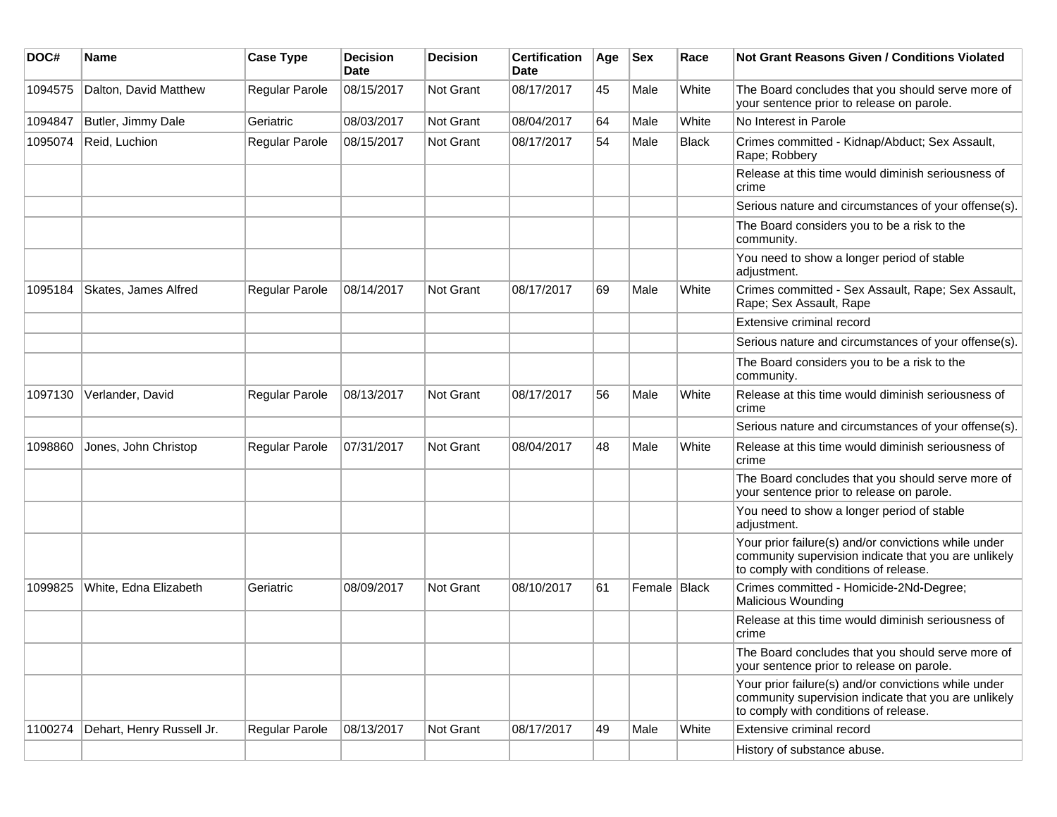| DOC# | Name | Case Type | Decision Date | Decision | Certification Date | Age | Sex | Race | Not Grant Reasons Given / Conditions Violated |
|---|---|---|---|---|---|---|---|---|---|
| 1094575 | Dalton, David Matthew | Regular Parole | 08/15/2017 | Not Grant | 08/17/2017 | 45 | Male | White | The Board concludes that you should serve more of your sentence prior to release on parole. |
| 1094847 | Butler, Jimmy Dale | Geriatric | 08/03/2017 | Not Grant | 08/04/2017 | 64 | Male | White | No Interest in Parole |
| 1095074 | Reid, Luchion | Regular Parole | 08/15/2017 | Not Grant | 08/17/2017 | 54 | Male | Black | Crimes committed - Kidnap/Abduct; Sex Assault, Rape; Robbery |
| | | | | | | | | | Release at this time would diminish seriousness of crime |
| | | | | | | | | | Serious nature and circumstances of your offense(s). |
| | | | | | | | | | The Board considers you to be a risk to the community. |
| | | | | | | | | | You need to show a longer period of stable adjustment. |
| 1095184 | Skates, James Alfred | Regular Parole | 08/14/2017 | Not Grant | 08/17/2017 | 69 | Male | White | Crimes committed - Sex Assault, Rape; Sex Assault, Rape; Sex Assault, Rape |
| | | | | | | | | | Extensive criminal record |
| | | | | | | | | | Serious nature and circumstances of your offense(s). |
| | | | | | | | | | The Board considers you to be a risk to the community. |
| 1097130 | Verlander, David | Regular Parole | 08/13/2017 | Not Grant | 08/17/2017 | 56 | Male | White | Release at this time would diminish seriousness of crime |
| | | | | | | | | | Serious nature and circumstances of your offense(s). |
| 1098860 | Jones, John Christop | Regular Parole | 07/31/2017 | Not Grant | 08/04/2017 | 48 | Male | White | Release at this time would diminish seriousness of crime |
| | | | | | | | | | The Board concludes that you should serve more of your sentence prior to release on parole. |
| | | | | | | | | | You need to show a longer period of stable adjustment. |
| | | | | | | | | | Your prior failure(s) and/or convictions while under community supervision indicate that you are unlikely to comply with conditions of release. |
| 1099825 | White, Edna Elizabeth | Geriatric | 08/09/2017 | Not Grant | 08/10/2017 | 61 | Female | Black | Crimes committed - Homicide-2Nd-Degree; Malicious Wounding |
| | | | | | | | | | Release at this time would diminish seriousness of crime |
| | | | | | | | | | The Board concludes that you should serve more of your sentence prior to release on parole. |
| | | | | | | | | | Your prior failure(s) and/or convictions while under community supervision indicate that you are unlikely to comply with conditions of release. |
| 1100274 | Dehart, Henry Russell Jr. | Regular Parole | 08/13/2017 | Not Grant | 08/17/2017 | 49 | Male | White | Extensive criminal record |
| | | | | | | | | | History of substance abuse. |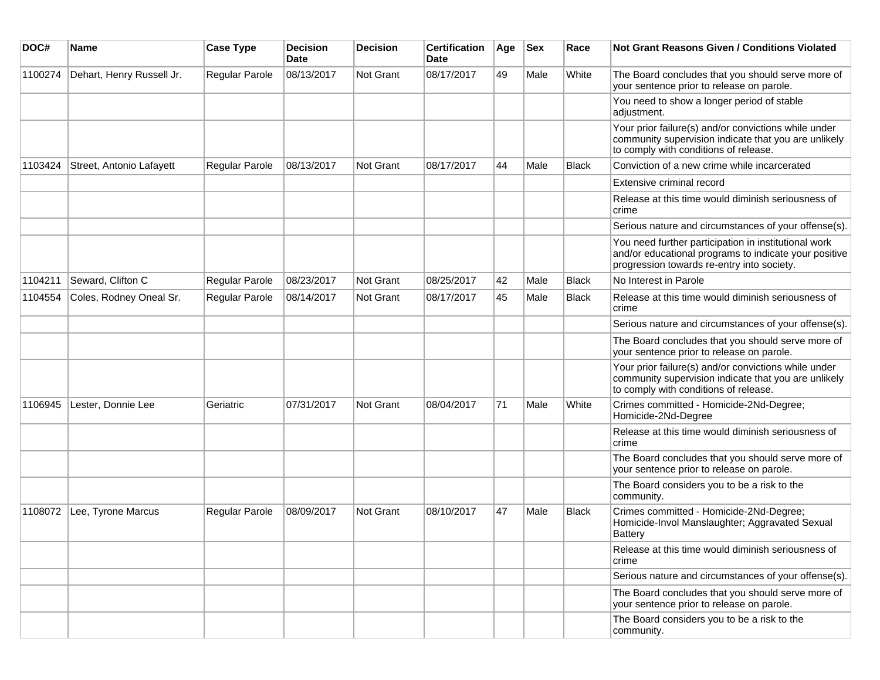| DOC# | Name | Case Type | Decision Date | Decision | Certification Date | Age | Sex | Race | Not Grant Reasons Given / Conditions Violated |
|---|---|---|---|---|---|---|---|---|---|
| 1100274 | Dehart, Henry Russell Jr. | Regular Parole | 08/13/2017 | Not Grant | 08/17/2017 | 49 | Male | White | The Board concludes that you should serve more of your sentence prior to release on parole. |
| | | | | | | | | | You need to show a longer period of stable adjustment. |
| | | | | | | | | | Your prior failure(s) and/or convictions while under community supervision indicate that you are unlikely to comply with conditions of release. |
| 1103424 | Street, Antonio Lafayett | Regular Parole | 08/13/2017 | Not Grant | 08/17/2017 | 44 | Male | Black | Conviction of a new crime while incarcerated |
| | | | | | | | | | Extensive criminal record |
| | | | | | | | | | Release at this time would diminish seriousness of crime |
| | | | | | | | | | Serious nature and circumstances of your offense(s). |
| | | | | | | | | | You need further participation in institutional work and/or educational programs to indicate your positive progression towards re-entry into society. |
| 1104211 | Seward, Clifton C | Regular Parole | 08/23/2017 | Not Grant | 08/25/2017 | 42 | Male | Black | No Interest in Parole |
| 1104554 | Coles, Rodney Oneal Sr. | Regular Parole | 08/14/2017 | Not Grant | 08/17/2017 | 45 | Male | Black | Release at this time would diminish seriousness of crime |
| | | | | | | | | | Serious nature and circumstances of your offense(s). |
| | | | | | | | | | The Board concludes that you should serve more of your sentence prior to release on parole. |
| | | | | | | | | | Your prior failure(s) and/or convictions while under community supervision indicate that you are unlikely to comply with conditions of release. |
| 1106945 | Lester, Donnie Lee | Geriatric | 07/31/2017 | Not Grant | 08/04/2017 | 71 | Male | White | Crimes committed - Homicide-2Nd-Degree; Homicide-2Nd-Degree |
| | | | | | | | | | Release at this time would diminish seriousness of crime |
| | | | | | | | | | The Board concludes that you should serve more of your sentence prior to release on parole. |
| | | | | | | | | | The Board considers you to be a risk to the community. |
| 1108072 | Lee, Tyrone Marcus | Regular Parole | 08/09/2017 | Not Grant | 08/10/2017 | 47 | Male | Black | Crimes committed - Homicide-2Nd-Degree; Homicide-Invol Manslaughter; Aggravated Sexual Battery |
| | | | | | | | | | Release at this time would diminish seriousness of crime |
| | | | | | | | | | Serious nature and circumstances of your offense(s). |
| | | | | | | | | | The Board concludes that you should serve more of your sentence prior to release on parole. |
| | | | | | | | | | The Board considers you to be a risk to the community. |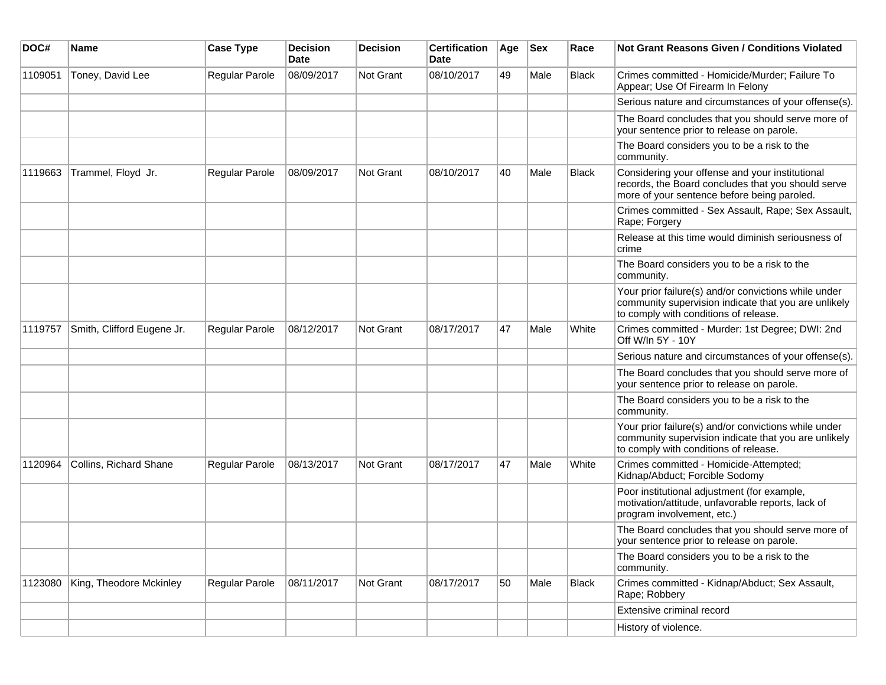| DOC# | Name | Case Type | Decision Date | Decision | Certification Date | Age | Sex | Race | Not Grant Reasons Given / Conditions Violated |
| --- | --- | --- | --- | --- | --- | --- | --- | --- | --- |
| 1109051 | Toney, David Lee | Regular Parole | 08/09/2017 | Not Grant | 08/10/2017 | 49 | Male | Black | Crimes committed - Homicide/Murder; Failure To Appear; Use Of Firearm In Felony |
| | | | | | | | | | Serious nature and circumstances of your offense(s). |
| | | | | | | | | | The Board concludes that you should serve more of your sentence prior to release on parole. |
| | | | | | | | | | The Board considers you to be a risk to the community. |
| 1119663 | Trammel, Floyd Jr. | Regular Parole | 08/09/2017 | Not Grant | 08/10/2017 | 40 | Male | Black | Considering your offense and your institutional records, the Board concludes that you should serve more of your sentence before being paroled. |
| | | | | | | | | | Crimes committed - Sex Assault, Rape; Sex Assault, Rape; Forgery |
| | | | | | | | | | Release at this time would diminish seriousness of crime |
| | | | | | | | | | The Board considers you to be a risk to the community. |
| | | | | | | | | | Your prior failure(s) and/or convictions while under community supervision indicate that you are unlikely to comply with conditions of release. |
| 1119757 | Smith, Clifford Eugene Jr. | Regular Parole | 08/12/2017 | Not Grant | 08/17/2017 | 47 | Male | White | Crimes committed - Murder: 1st Degree; DWI: 2nd Off W/In 5Y - 10Y |
| | | | | | | | | | Serious nature and circumstances of your offense(s). |
| | | | | | | | | | The Board concludes that you should serve more of your sentence prior to release on parole. |
| | | | | | | | | | The Board considers you to be a risk to the community. |
| | | | | | | | | | Your prior failure(s) and/or convictions while under community supervision indicate that you are unlikely to comply with conditions of release. |
| 1120964 | Collins, Richard Shane | Regular Parole | 08/13/2017 | Not Grant | 08/17/2017 | 47 | Male | White | Crimes committed - Homicide-Attempted; Kidnap/Abduct; Forcible Sodomy |
| | | | | | | | | | Poor institutional adjustment (for example, motivation/attitude, unfavorable reports, lack of program involvement, etc.) |
| | | | | | | | | | The Board concludes that you should serve more of your sentence prior to release on parole. |
| | | | | | | | | | The Board considers you to be a risk to the community. |
| 1123080 | King, Theodore Mckinley | Regular Parole | 08/11/2017 | Not Grant | 08/17/2017 | 50 | Male | Black | Crimes committed - Kidnap/Abduct; Sex Assault, Rape; Robbery |
| | | | | | | | | | Extensive criminal record |
| | | | | | | | | | History of violence. |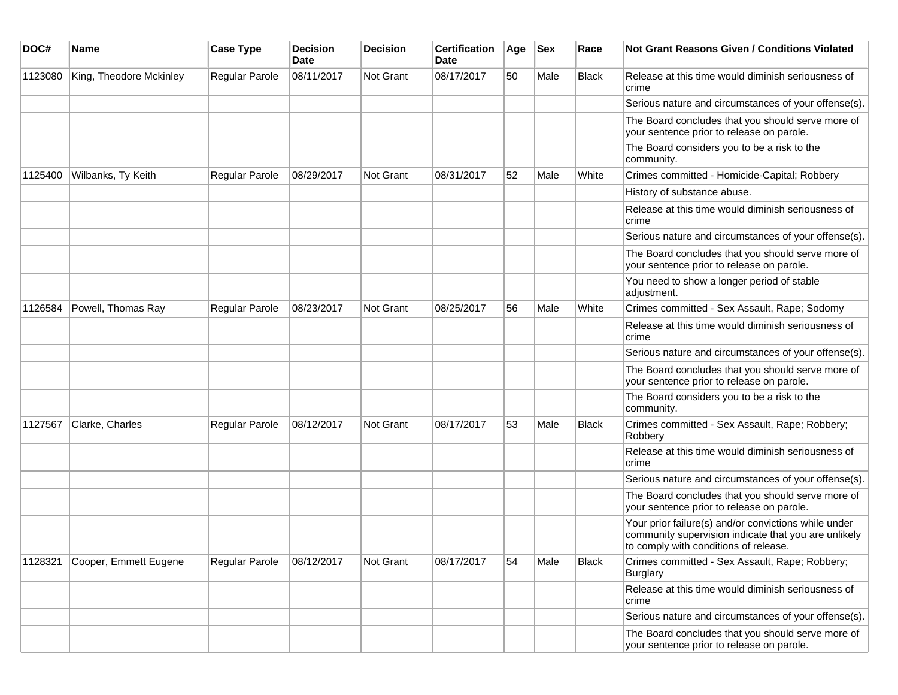| DOC# | Name | Case Type | Decision Date | Decision | Certification Date | Age | Sex | Race | Not Grant Reasons Given / Conditions Violated |
|---|---|---|---|---|---|---|---|---|---|
| 1123080 | King, Theodore Mckinley | Regular Parole | 08/11/2017 | Not Grant | 08/17/2017 | 50 | Male | Black | Release at this time would diminish seriousness of crime |
| | | | | | | | | | Serious nature and circumstances of your offense(s). |
| | | | | | | | | | The Board concludes that you should serve more of your sentence prior to release on parole. |
| | | | | | | | | | The Board considers you to be a risk to the community. |
| 1125400 | Wilbanks, Ty Keith | Regular Parole | 08/29/2017 | Not Grant | 08/31/2017 | 52 | Male | White | Crimes committed - Homicide-Capital; Robbery |
| | | | | | | | | | History of substance abuse. |
| | | | | | | | | | Release at this time would diminish seriousness of crime |
| | | | | | | | | | Serious nature and circumstances of your offense(s). |
| | | | | | | | | | The Board concludes that you should serve more of your sentence prior to release on parole. |
| | | | | | | | | | You need to show a longer period of stable adjustment. |
| 1126584 | Powell, Thomas Ray | Regular Parole | 08/23/2017 | Not Grant | 08/25/2017 | 56 | Male | White | Crimes committed - Sex Assault, Rape; Sodomy |
| | | | | | | | | | Release at this time would diminish seriousness of crime |
| | | | | | | | | | Serious nature and circumstances of your offense(s). |
| | | | | | | | | | The Board concludes that you should serve more of your sentence prior to release on parole. |
| | | | | | | | | | The Board considers you to be a risk to the community. |
| 1127567 | Clarke, Charles | Regular Parole | 08/12/2017 | Not Grant | 08/17/2017 | 53 | Male | Black | Crimes committed - Sex Assault, Rape; Robbery; Robbery |
| | | | | | | | | | Release at this time would diminish seriousness of crime |
| | | | | | | | | | Serious nature and circumstances of your offense(s). |
| | | | | | | | | | The Board concludes that you should serve more of your sentence prior to release on parole. |
| | | | | | | | | | Your prior failure(s) and/or convictions while under community supervision indicate that you are unlikely to comply with conditions of release. |
| 1128321 | Cooper, Emmett Eugene | Regular Parole | 08/12/2017 | Not Grant | 08/17/2017 | 54 | Male | Black | Crimes committed - Sex Assault, Rape; Robbery; Burglary |
| | | | | | | | | | Release at this time would diminish seriousness of crime |
| | | | | | | | | | Serious nature and circumstances of your offense(s). |
| | | | | | | | | | The Board concludes that you should serve more of your sentence prior to release on parole. |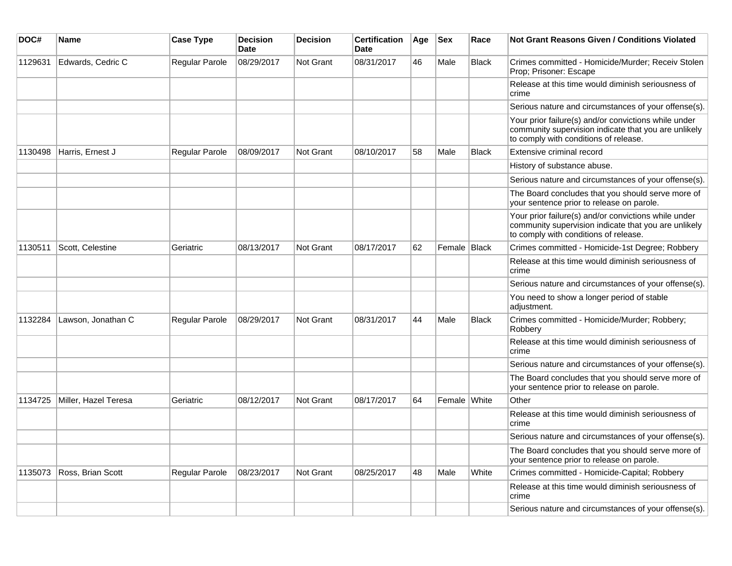| DOC# | Name | Case Type | Decision Date | Decision | Certification Date | Age | Sex | Race | Not Grant Reasons Given / Conditions Violated |
|---|---|---|---|---|---|---|---|---|---|
| 1129631 | Edwards, Cedric C | Regular Parole | 08/29/2017 | Not Grant | 08/31/2017 | 46 | Male | Black | Crimes committed - Homicide/Murder; Receiv Stolen Prop; Prisoner: Escape |
| | | | | | | | | | Release at this time would diminish seriousness of crime |
| | | | | | | | | | Serious nature and circumstances of your offense(s). |
| | | | | | | | | | Your prior failure(s) and/or convictions while under community supervision indicate that you are unlikely to comply with conditions of release. |
| 1130498 | Harris, Ernest J | Regular Parole | 08/09/2017 | Not Grant | 08/10/2017 | 58 | Male | Black | Extensive criminal record |
| | | | | | | | | | History of substance abuse. |
| | | | | | | | | | Serious nature and circumstances of your offense(s). |
| | | | | | | | | | The Board concludes that you should serve more of your sentence prior to release on parole. |
| | | | | | | | | | Your prior failure(s) and/or convictions while under community supervision indicate that you are unlikely to comply with conditions of release. |
| 1130511 | Scott, Celestine | Geriatric | 08/13/2017 | Not Grant | 08/17/2017 | 62 | Female | Black | Crimes committed - Homicide-1st Degree; Robbery |
| | | | | | | | | | Release at this time would diminish seriousness of crime |
| | | | | | | | | | Serious nature and circumstances of your offense(s). |
| | | | | | | | | | You need to show a longer period of stable adjustment. |
| 1132284 | Lawson, Jonathan C | Regular Parole | 08/29/2017 | Not Grant | 08/31/2017 | 44 | Male | Black | Crimes committed - Homicide/Murder; Robbery; Robbery |
| | | | | | | | | | Release at this time would diminish seriousness of crime |
| | | | | | | | | | Serious nature and circumstances of your offense(s). |
| | | | | | | | | | The Board concludes that you should serve more of your sentence prior to release on parole. |
| 1134725 | Miller, Hazel Teresa | Geriatric | 08/12/2017 | Not Grant | 08/17/2017 | 64 | Female | White | Other |
| | | | | | | | | | Release at this time would diminish seriousness of crime |
| | | | | | | | | | Serious nature and circumstances of your offense(s). |
| | | | | | | | | | The Board concludes that you should serve more of your sentence prior to release on parole. |
| 1135073 | Ross, Brian Scott | Regular Parole | 08/23/2017 | Not Grant | 08/25/2017 | 48 | Male | White | Crimes committed - Homicide-Capital; Robbery |
| | | | | | | | | | Release at this time would diminish seriousness of crime |
| | | | | | | | | | Serious nature and circumstances of your offense(s). |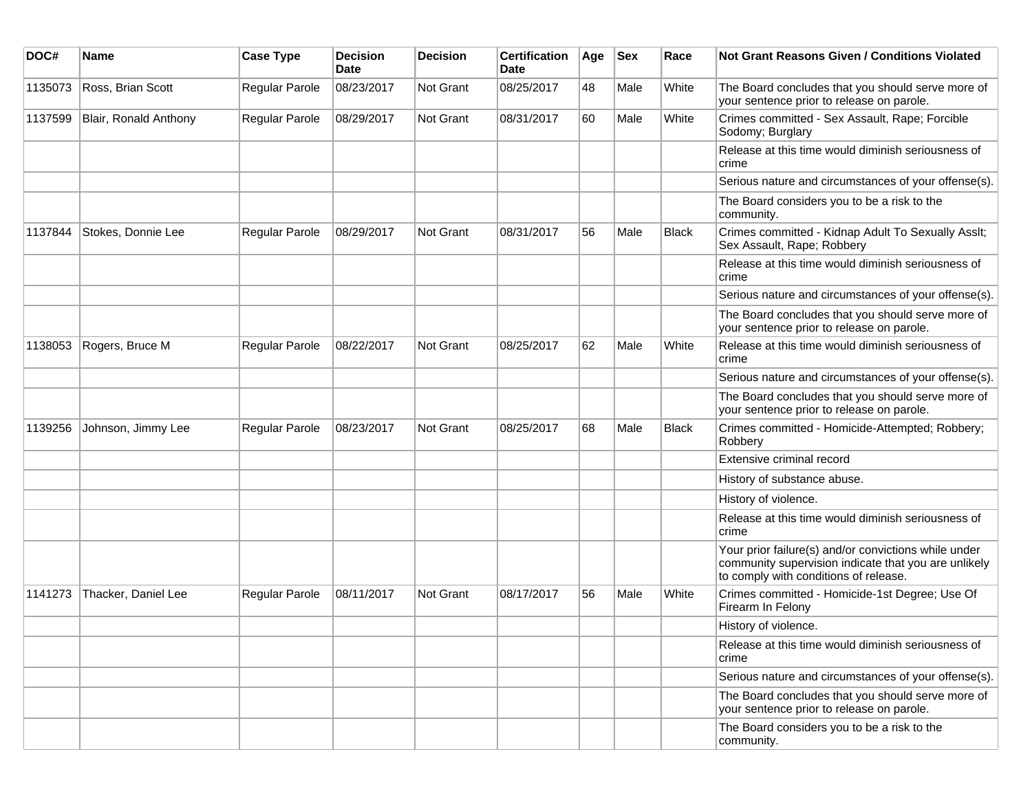| DOC# | Name | Case Type | Decision Date | Decision | Certification Date | Age | Sex | Race | Not Grant Reasons Given / Conditions Violated |
|---|---|---|---|---|---|---|---|---|---|
| 1135073 | Ross, Brian Scott | Regular Parole | 08/23/2017 | Not Grant | 08/25/2017 | 48 | Male | White | The Board concludes that you should serve more of your sentence prior to release on parole. |
| 1137599 | Blair, Ronald Anthony | Regular Parole | 08/29/2017 | Not Grant | 08/31/2017 | 60 | Male | White | Crimes committed - Sex Assault, Rape; Forcible Sodomy; Burglary |
| | | | | | | | | | Release at this time would diminish seriousness of crime |
| | | | | | | | | | Serious nature and circumstances of your offense(s). |
| | | | | | | | | | The Board considers you to be a risk to the community. |
| 1137844 | Stokes, Donnie Lee | Regular Parole | 08/29/2017 | Not Grant | 08/31/2017 | 56 | Male | Black | Crimes committed - Kidnap Adult To Sexually Asslt; Sex Assault, Rape; Robbery |
| | | | | | | | | | Release at this time would diminish seriousness of crime |
| | | | | | | | | | Serious nature and circumstances of your offense(s). |
| | | | | | | | | | The Board concludes that you should serve more of your sentence prior to release on parole. |
| 1138053 | Rogers, Bruce M | Regular Parole | 08/22/2017 | Not Grant | 08/25/2017 | 62 | Male | White | Release at this time would diminish seriousness of crime |
| | | | | | | | | | Serious nature and circumstances of your offense(s). |
| | | | | | | | | | The Board concludes that you should serve more of your sentence prior to release on parole. |
| 1139256 | Johnson, Jimmy Lee | Regular Parole | 08/23/2017 | Not Grant | 08/25/2017 | 68 | Male | Black | Crimes committed - Homicide-Attempted; Robbery; Robbery |
| | | | | | | | | | Extensive criminal record |
| | | | | | | | | | History of substance abuse. |
| | | | | | | | | | History of violence. |
| | | | | | | | | | Release at this time would diminish seriousness of crime |
| | | | | | | | | | Your prior failure(s) and/or convictions while under community supervision indicate that you are unlikely to comply with conditions of release. |
| 1141273 | Thacker, Daniel Lee | Regular Parole | 08/11/2017 | Not Grant | 08/17/2017 | 56 | Male | White | Crimes committed - Homicide-1st Degree; Use Of Firearm In Felony |
| | | | | | | | | | History of violence. |
| | | | | | | | | | Release at this time would diminish seriousness of crime |
| | | | | | | | | | Serious nature and circumstances of your offense(s). |
| | | | | | | | | | The Board concludes that you should serve more of your sentence prior to release on parole. |
| | | | | | | | | | The Board considers you to be a risk to the community. |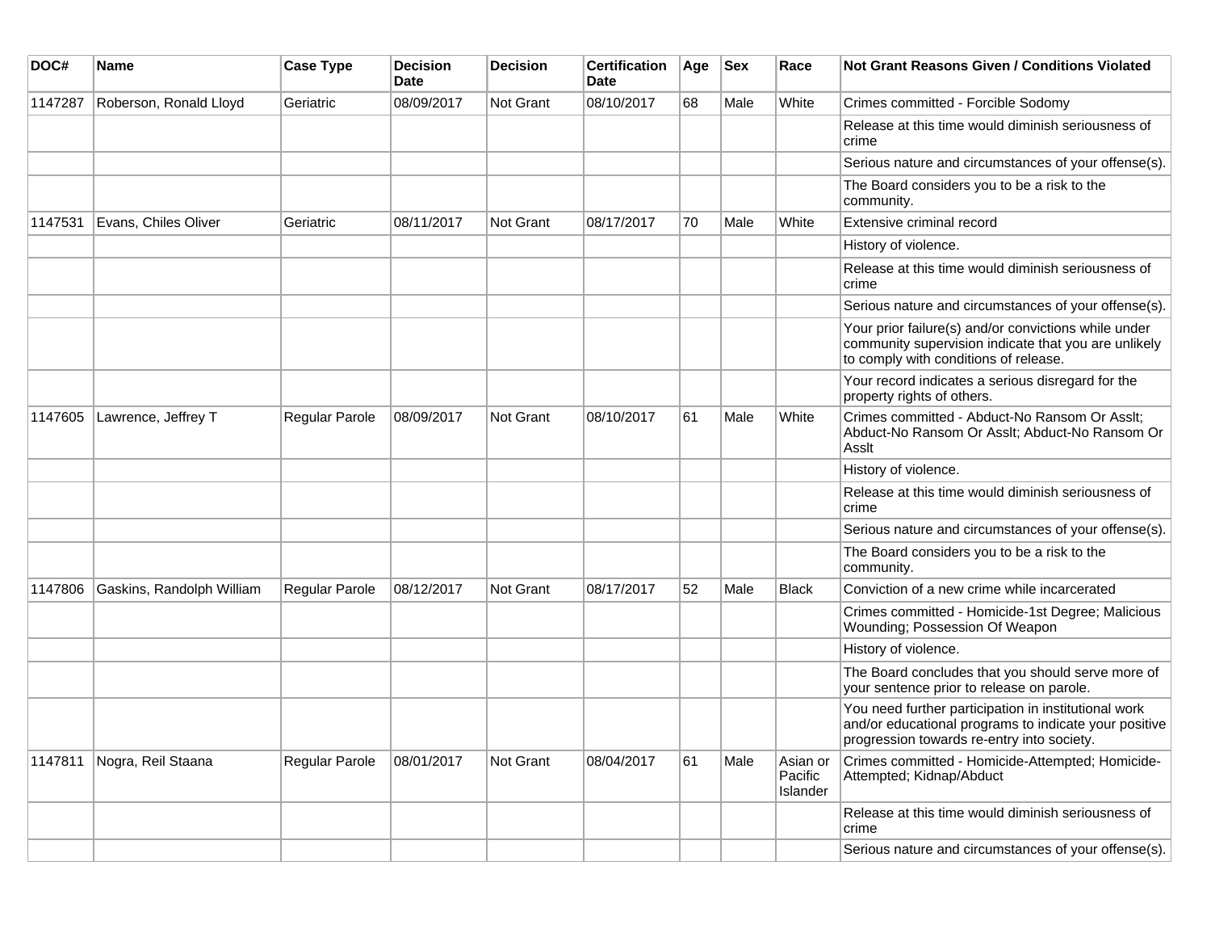| DOC# | Name | Case Type | Decision Date | Decision | Certification Date | Age | Sex | Race | Not Grant Reasons Given / Conditions Violated |
|---|---|---|---|---|---|---|---|---|---|
| 1147287 | Roberson, Ronald Lloyd | Geriatric | 08/09/2017 | Not Grant | 08/10/2017 | 68 | Male | White | Crimes committed - Forcible Sodomy |
| | | | | | | | | | Release at this time would diminish seriousness of crime |
| | | | | | | | | | Serious nature and circumstances of your offense(s). |
| | | | | | | | | | The Board considers you to be a risk to the community. |
| 1147531 | Evans, Chiles Oliver | Geriatric | 08/11/2017 | Not Grant | 08/17/2017 | 70 | Male | White | Extensive criminal record |
| | | | | | | | | | History of violence. |
| | | | | | | | | | Release at this time would diminish seriousness of crime |
| | | | | | | | | | Serious nature and circumstances of your offense(s). |
| | | | | | | | | | Your prior failure(s) and/or convictions while under community supervision indicate that you are unlikely to comply with conditions of release. |
| | | | | | | | | | Your record indicates a serious disregard for the property rights of others. |
| 1147605 | Lawrence, Jeffrey T | Regular Parole | 08/09/2017 | Not Grant | 08/10/2017 | 61 | Male | White | Crimes committed - Abduct-No Ransom Or Asslt; Abduct-No Ransom Or Asslt; Abduct-No Ransom Or Asslt |
| | | | | | | | | | History of violence. |
| | | | | | | | | | Release at this time would diminish seriousness of crime |
| | | | | | | | | | Serious nature and circumstances of your offense(s). |
| | | | | | | | | | The Board considers you to be a risk to the community. |
| 1147806 | Gaskins, Randolph William | Regular Parole | 08/12/2017 | Not Grant | 08/17/2017 | 52 | Male | Black | Conviction of a new crime while incarcerated |
| | | | | | | | | | Crimes committed - Homicide-1st Degree; Malicious Wounding; Possession Of Weapon |
| | | | | | | | | | History of violence. |
| | | | | | | | | | The Board concludes that you should serve more of your sentence prior to release on parole. |
| | | | | | | | | | You need further participation in institutional work and/or educational programs to indicate your positive progression towards re-entry into society. |
| 1147811 | Nogra, Reil Staana | Regular Parole | 08/01/2017 | Not Grant | 08/04/2017 | 61 | Male | Asian or Pacific Islander | Crimes committed - Homicide-Attempted; Homicide-Attempted; Kidnap/Abduct |
| | | | | | | | | | Release at this time would diminish seriousness of crime |
| | | | | | | | | | Serious nature and circumstances of your offense(s). |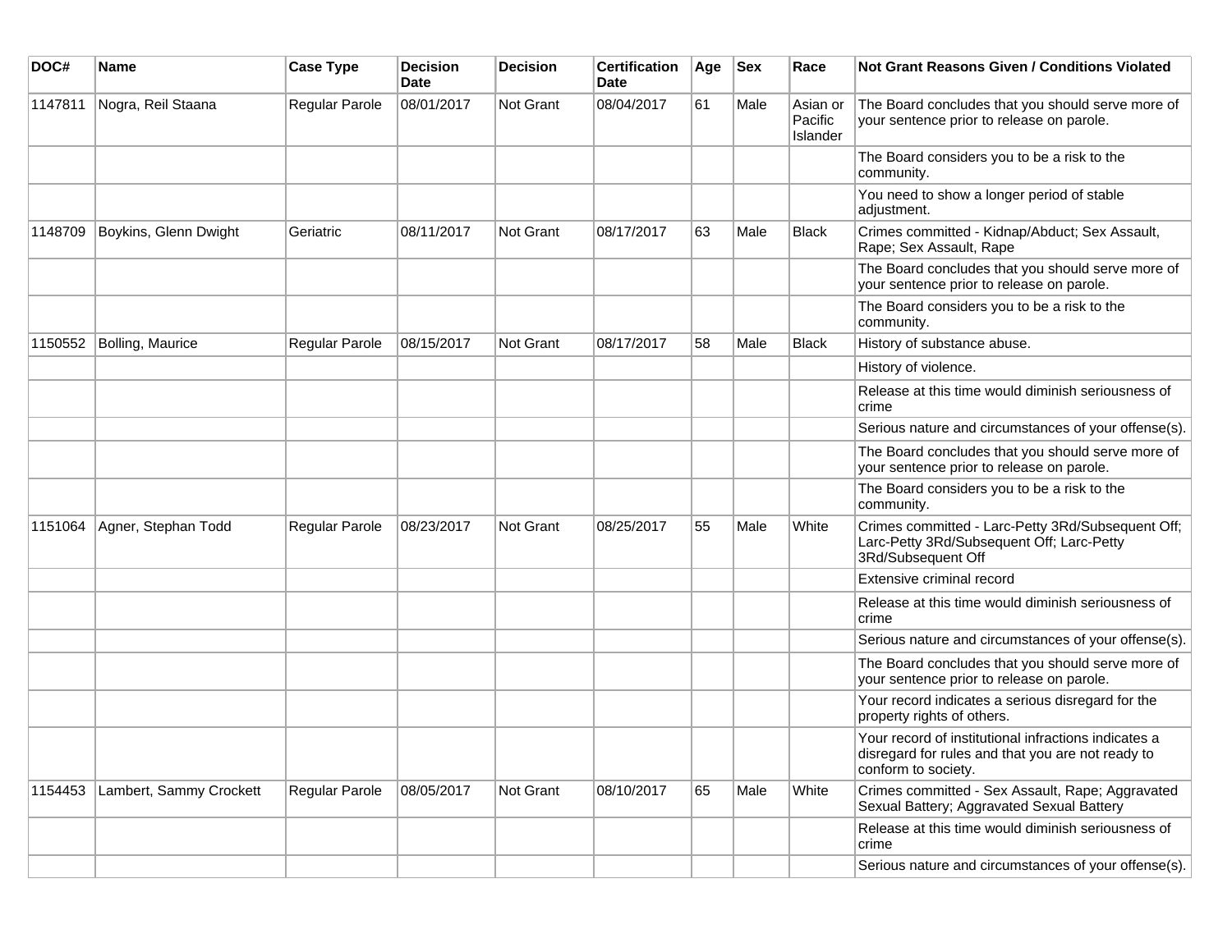| DOC# | Name | Case Type | Decision Date | Decision | Certification Date | Age | Sex | Race | Not Grant Reasons Given / Conditions Violated |
|---|---|---|---|---|---|---|---|---|---|
| 1147811 | Nogra, Reil Staana | Regular Parole | 08/01/2017 | Not Grant | 08/04/2017 | 61 | Male | Asian or Pacific Islander | The Board concludes that you should serve more of your sentence prior to release on parole. |
| | | | | | | | | | The Board considers you to be a risk to the community. |
| | | | | | | | | | You need to show a longer period of stable adjustment. |
| 1148709 | Boykins, Glenn Dwight | Geriatric | 08/11/2017 | Not Grant | 08/17/2017 | 63 | Male | Black | Crimes committed - Kidnap/Abduct; Sex Assault, Rape; Sex Assault, Rape |
| | | | | | | | | | The Board concludes that you should serve more of your sentence prior to release on parole. |
| | | | | | | | | | The Board considers you to be a risk to the community. |
| 1150552 | Bolling, Maurice | Regular Parole | 08/15/2017 | Not Grant | 08/17/2017 | 58 | Male | Black | History of substance abuse. |
| | | | | | | | | | History of violence. |
| | | | | | | | | | Release at this time would diminish seriousness of crime |
| | | | | | | | | | Serious nature and circumstances of your offense(s). |
| | | | | | | | | | The Board concludes that you should serve more of your sentence prior to release on parole. |
| | | | | | | | | | The Board considers you to be a risk to the community. |
| 1151064 | Agner, Stephan Todd | Regular Parole | 08/23/2017 | Not Grant | 08/25/2017 | 55 | Male | White | Crimes committed - Larc-Petty 3Rd/Subsequent Off; Larc-Petty 3Rd/Subsequent Off; Larc-Petty 3Rd/Subsequent Off |
| | | | | | | | | | Extensive criminal record |
| | | | | | | | | | Release at this time would diminish seriousness of crime |
| | | | | | | | | | Serious nature and circumstances of your offense(s). |
| | | | | | | | | | The Board concludes that you should serve more of your sentence prior to release on parole. |
| | | | | | | | | | Your record indicates a serious disregard for the property rights of others. |
| | | | | | | | | | Your record of institutional infractions indicates a disregard for rules and that you are not ready to conform to society. |
| 1154453 | Lambert, Sammy Crockett | Regular Parole | 08/05/2017 | Not Grant | 08/10/2017 | 65 | Male | White | Crimes committed - Sex Assault, Rape; Aggravated Sexual Battery; Aggravated Sexual Battery |
| | | | | | | | | | Release at this time would diminish seriousness of crime |
| | | | | | | | | | Serious nature and circumstances of your offense(s). |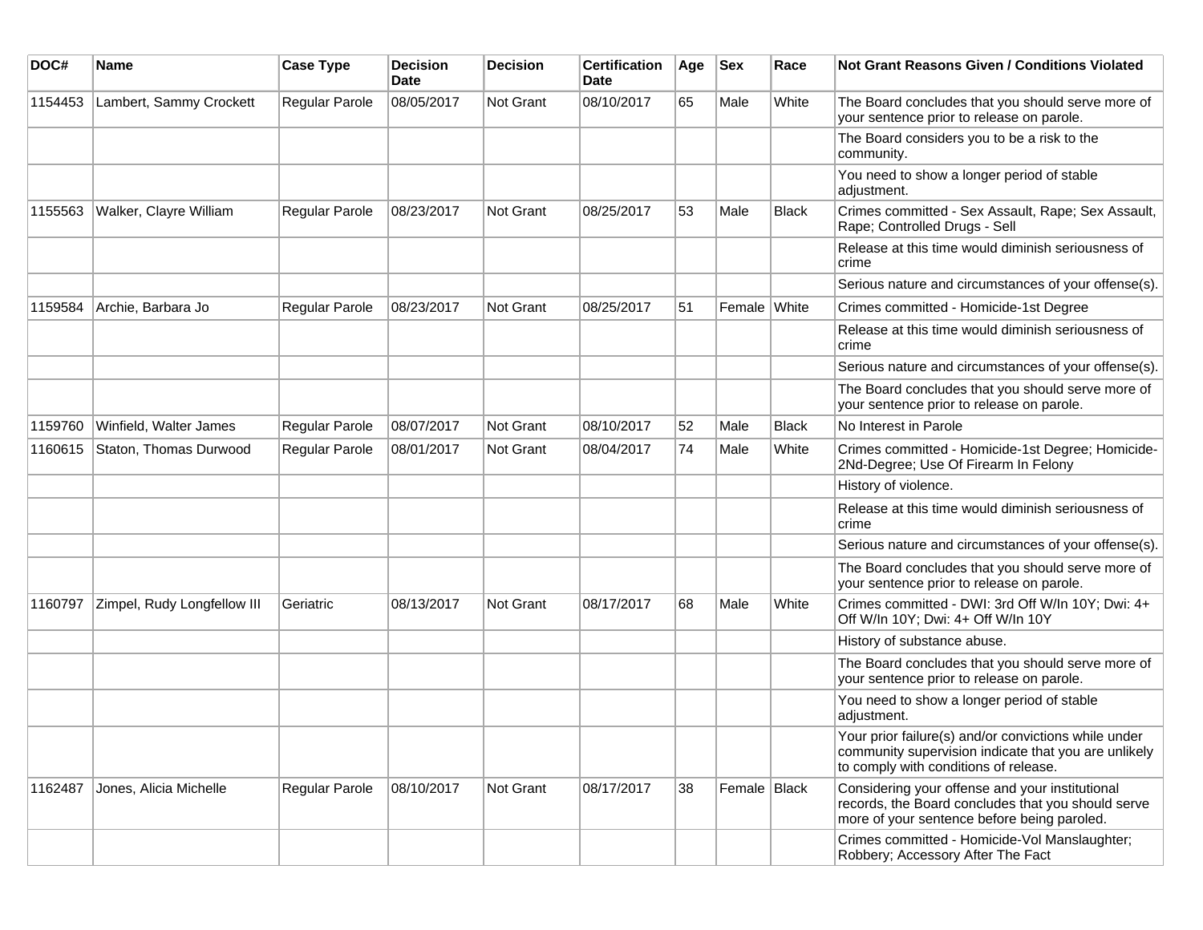| DOC# | Name | Case Type | Decision Date | Decision | Certification Date | Age | Sex | Race | Not Grant Reasons Given / Conditions Violated |
|---|---|---|---|---|---|---|---|---|---|
| 1154453 | Lambert, Sammy Crockett | Regular Parole | 08/05/2017 | Not Grant | 08/10/2017 | 65 | Male | White | The Board concludes that you should serve more of your sentence prior to release on parole. |
| | | | | | | | | | The Board considers you to be a risk to the community. |
| | | | | | | | | | You need to show a longer period of stable adjustment. |
| 1155563 | Walker, Clayre William | Regular Parole | 08/23/2017 | Not Grant | 08/25/2017 | 53 | Male | Black | Crimes committed - Sex Assault, Rape; Sex Assault, Rape; Controlled Drugs - Sell |
| | | | | | | | | | Release at this time would diminish seriousness of crime |
| | | | | | | | | | Serious nature and circumstances of your offense(s). |
| 1159584 | Archie, Barbara Jo | Regular Parole | 08/23/2017 | Not Grant | 08/25/2017 | 51 | Female | White | Crimes committed - Homicide-1st Degree |
| | | | | | | | | | Release at this time would diminish seriousness of crime |
| | | | | | | | | | Serious nature and circumstances of your offense(s). |
| | | | | | | | | | The Board concludes that you should serve more of your sentence prior to release on parole. |
| 1159760 | Winfield, Walter James | Regular Parole | 08/07/2017 | Not Grant | 08/10/2017 | 52 | Male | Black | No Interest in Parole |
| 1160615 | Staton, Thomas Durwood | Regular Parole | 08/01/2017 | Not Grant | 08/04/2017 | 74 | Male | White | Crimes committed - Homicide-1st Degree; Homicide-2Nd-Degree; Use Of Firearm In Felony |
| | | | | | | | | | History of violence. |
| | | | | | | | | | Release at this time would diminish seriousness of crime |
| | | | | | | | | | Serious nature and circumstances of your offense(s). |
| | | | | | | | | | The Board concludes that you should serve more of your sentence prior to release on parole. |
| 1160797 | Zimpel, Rudy Longfellow III | Geriatric | 08/13/2017 | Not Grant | 08/17/2017 | 68 | Male | White | Crimes committed - DWI: 3rd Off W/In 10Y; Dwi: 4+ Off W/In 10Y; Dwi: 4+ Off W/In 10Y |
| | | | | | | | | | History of substance abuse. |
| | | | | | | | | | The Board concludes that you should serve more of your sentence prior to release on parole. |
| | | | | | | | | | You need to show a longer period of stable adjustment. |
| | | | | | | | | | Your prior failure(s) and/or convictions while under community supervision indicate that you are unlikely to comply with conditions of release. |
| 1162487 | Jones, Alicia Michelle | Regular Parole | 08/10/2017 | Not Grant | 08/17/2017 | 38 | Female | Black | Considering your offense and your institutional records, the Board concludes that you should serve more of your sentence before being paroled. |
| | | | | | | | | | Crimes committed - Homicide-Vol Manslaughter; Robbery; Accessory After The Fact |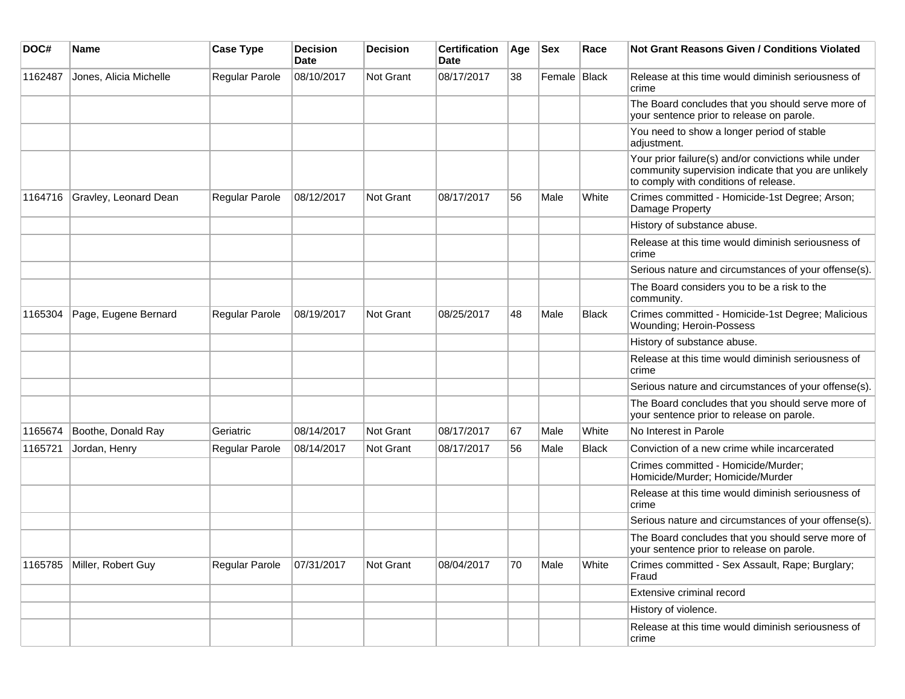| DOC# | Name | Case Type | Decision Date | Decision | Certification Date | Age | Sex | Race | Not Grant Reasons Given / Conditions Violated |
|---|---|---|---|---|---|---|---|---|---|
| 1162487 | Jones, Alicia Michelle | Regular Parole | 08/10/2017 | Not Grant | 08/17/2017 | 38 | Female | Black | Release at this time would diminish seriousness of crime |
| | | | | | | | | | The Board concludes that you should serve more of your sentence prior to release on parole. |
| | | | | | | | | | You need to show a longer period of stable adjustment. |
| | | | | | | | | | Your prior failure(s) and/or convictions while under community supervision indicate that you are unlikely to comply with conditions of release. |
| 1164716 | Gravley, Leonard Dean | Regular Parole | 08/12/2017 | Not Grant | 08/17/2017 | 56 | Male | White | Crimes committed - Homicide-1st Degree; Arson; Damage Property |
| | | | | | | | | | History of substance abuse. |
| | | | | | | | | | Release at this time would diminish seriousness of crime |
| | | | | | | | | | Serious nature and circumstances of your offense(s). |
| | | | | | | | | | The Board considers you to be a risk to the community. |
| 1165304 | Page, Eugene Bernard | Regular Parole | 08/19/2017 | Not Grant | 08/25/2017 | 48 | Male | Black | Crimes committed - Homicide-1st Degree; Malicious Wounding; Heroin-Possess |
| | | | | | | | | | History of substance abuse. |
| | | | | | | | | | Release at this time would diminish seriousness of crime |
| | | | | | | | | | Serious nature and circumstances of your offense(s). |
| | | | | | | | | | The Board concludes that you should serve more of your sentence prior to release on parole. |
| 1165674 | Boothe, Donald Ray | Geriatric | 08/14/2017 | Not Grant | 08/17/2017 | 67 | Male | White | No Interest in Parole |
| 1165721 | Jordan, Henry | Regular Parole | 08/14/2017 | Not Grant | 08/17/2017 | 56 | Male | Black | Conviction of a new crime while incarcerated |
| | | | | | | | | | Crimes committed - Homicide/Murder; Homicide/Murder; Homicide/Murder |
| | | | | | | | | | Release at this time would diminish seriousness of crime |
| | | | | | | | | | Serious nature and circumstances of your offense(s). |
| | | | | | | | | | The Board concludes that you should serve more of your sentence prior to release on parole. |
| 1165785 | Miller, Robert Guy | Regular Parole | 07/31/2017 | Not Grant | 08/04/2017 | 70 | Male | White | Crimes committed - Sex Assault, Rape; Burglary; Fraud |
| | | | | | | | | | Extensive criminal record |
| | | | | | | | | | History of violence. |
| | | | | | | | | | Release at this time would diminish seriousness of crime |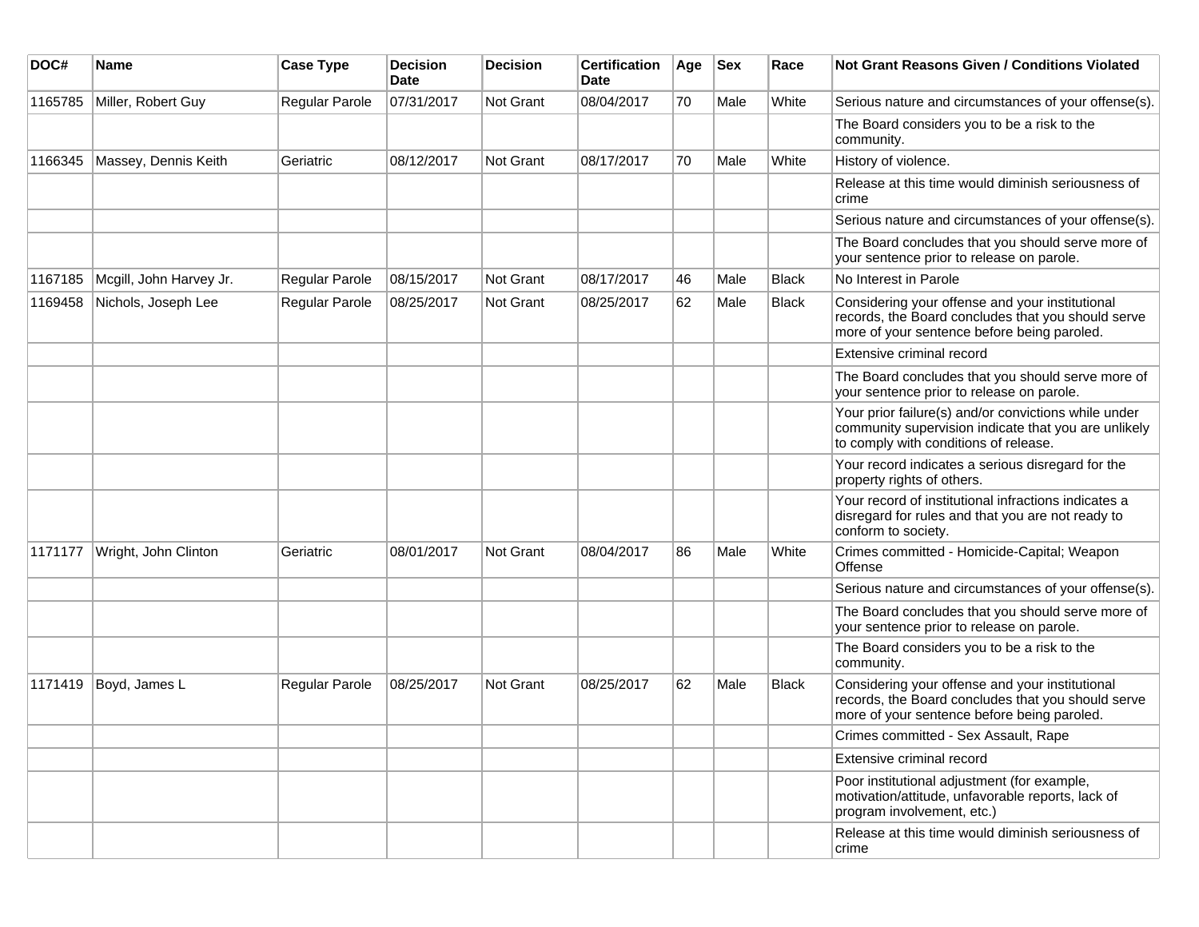| DOC# | Name | Case Type | Decision Date | Decision | Certification Date | Age | Sex | Race | Not Grant Reasons Given / Conditions Violated |
|---|---|---|---|---|---|---|---|---|---|
| 1165785 | Miller, Robert Guy | Regular Parole | 07/31/2017 | Not Grant | 08/04/2017 | 70 | Male | White | Serious nature and circumstances of your offense(s). |
| | | | | | | | | | The Board considers you to be a risk to the community. |
| 1166345 | Massey, Dennis Keith | Geriatric | 08/12/2017 | Not Grant | 08/17/2017 | 70 | Male | White | History of violence. |
| | | | | | | | | | Release at this time would diminish seriousness of crime |
| | | | | | | | | | Serious nature and circumstances of your offense(s). |
| | | | | | | | | | The Board concludes that you should serve more of your sentence prior to release on parole. |
| 1167185 | Mcgill, John Harvey Jr. | Regular Parole | 08/15/2017 | Not Grant | 08/17/2017 | 46 | Male | Black | No Interest in Parole |
| 1169458 | Nichols, Joseph Lee | Regular Parole | 08/25/2017 | Not Grant | 08/25/2017 | 62 | Male | Black | Considering your offense and your institutional records, the Board concludes that you should serve more of your sentence before being paroled. |
| | | | | | | | | | Extensive criminal record |
| | | | | | | | | | The Board concludes that you should serve more of your sentence prior to release on parole. |
| | | | | | | | | | Your prior failure(s) and/or convictions while under community supervision indicate that you are unlikely to comply with conditions of release. |
| | | | | | | | | | Your record indicates a serious disregard for the property rights of others. |
| | | | | | | | | | Your record of institutional infractions indicates a disregard for rules and that you are not ready to conform to society. |
| 1171177 | Wright, John Clinton | Geriatric | 08/01/2017 | Not Grant | 08/04/2017 | 86 | Male | White | Crimes committed - Homicide-Capital; Weapon Offense |
| | | | | | | | | | Serious nature and circumstances of your offense(s). |
| | | | | | | | | | The Board concludes that you should serve more of your sentence prior to release on parole. |
| | | | | | | | | | The Board considers you to be a risk to the community. |
| 1171419 | Boyd, James L | Regular Parole | 08/25/2017 | Not Grant | 08/25/2017 | 62 | Male | Black | Considering your offense and your institutional records, the Board concludes that you should serve more of your sentence before being paroled. |
| | | | | | | | | | Crimes committed - Sex Assault, Rape |
| | | | | | | | | | Extensive criminal record |
| | | | | | | | | | Poor institutional adjustment (for example, motivation/attitude, unfavorable reports, lack of program involvement, etc.) |
| | | | | | | | | | Release at this time would diminish seriousness of crime |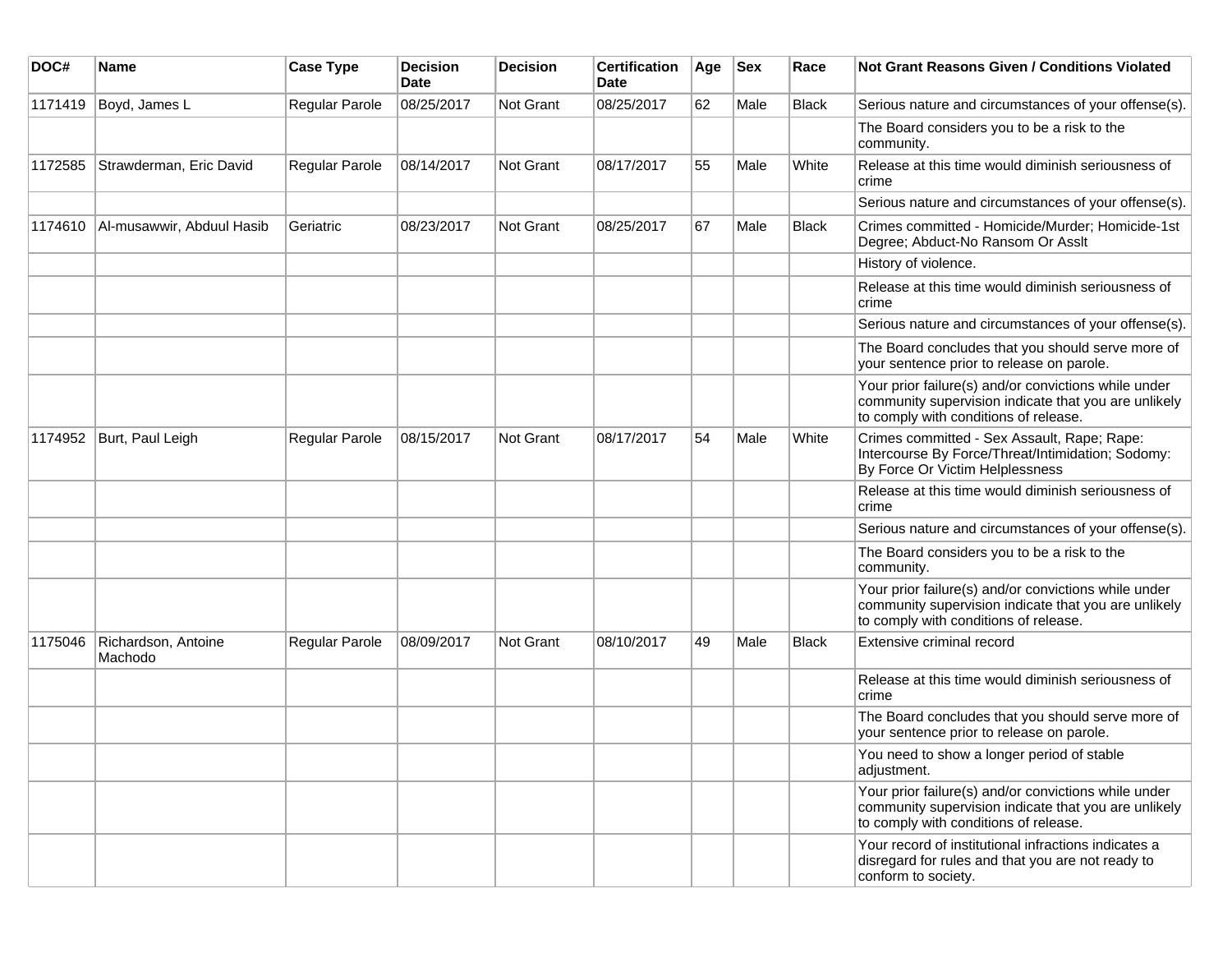| DOC# | Name | Case Type | Decision Date | Decision | Certification Date | Age | Sex | Race | Not Grant Reasons Given / Conditions Violated |
|---|---|---|---|---|---|---|---|---|---|
| 1171419 | Boyd, James L | Regular Parole | 08/25/2017 | Not Grant | 08/25/2017 | 62 | Male | Black | Serious nature and circumstances of your offense(s). |
| | | | | | | | | | The Board considers you to be a risk to the community. |
| 1172585 | Strawderman, Eric David | Regular Parole | 08/14/2017 | Not Grant | 08/17/2017 | 55 | Male | White | Release at this time would diminish seriousness of crime |
| | | | | | | | | | Serious nature and circumstances of your offense(s). |
| 1174610 | Al-musawwir, Abduul Hasib | Geriatric | 08/23/2017 | Not Grant | 08/25/2017 | 67 | Male | Black | Crimes committed - Homicide/Murder; Homicide-1st Degree; Abduct-No Ransom Or Asslt |
| | | | | | | | | | History of violence. |
| | | | | | | | | | Release at this time would diminish seriousness of crime |
| | | | | | | | | | Serious nature and circumstances of your offense(s). |
| | | | | | | | | | The Board concludes that you should serve more of your sentence prior to release on parole. |
| | | | | | | | | | Your prior failure(s) and/or convictions while under community supervision indicate that you are unlikely to comply with conditions of release. |
| 1174952 | Burt, Paul Leigh | Regular Parole | 08/15/2017 | Not Grant | 08/17/2017 | 54 | Male | White | Crimes committed - Sex Assault, Rape; Rape: Intercourse By Force/Threat/Intimidation; Sodomy: By Force Or Victim Helplessness |
| | | | | | | | | | Release at this time would diminish seriousness of crime |
| | | | | | | | | | Serious nature and circumstances of your offense(s). |
| | | | | | | | | | The Board considers you to be a risk to the community. |
| | | | | | | | | | Your prior failure(s) and/or convictions while under community supervision indicate that you are unlikely to comply with conditions of release. |
| 1175046 | Richardson, Antoine Machodo | Regular Parole | 08/09/2017 | Not Grant | 08/10/2017 | 49 | Male | Black | Extensive criminal record |
| | | | | | | | | | Release at this time would diminish seriousness of crime |
| | | | | | | | | | The Board concludes that you should serve more of your sentence prior to release on parole. |
| | | | | | | | | | You need to show a longer period of stable adjustment. |
| | | | | | | | | | Your prior failure(s) and/or convictions while under community supervision indicate that you are unlikely to comply with conditions of release. |
| | | | | | | | | | Your record of institutional infractions indicates a disregard for rules and that you are not ready to conform to society. |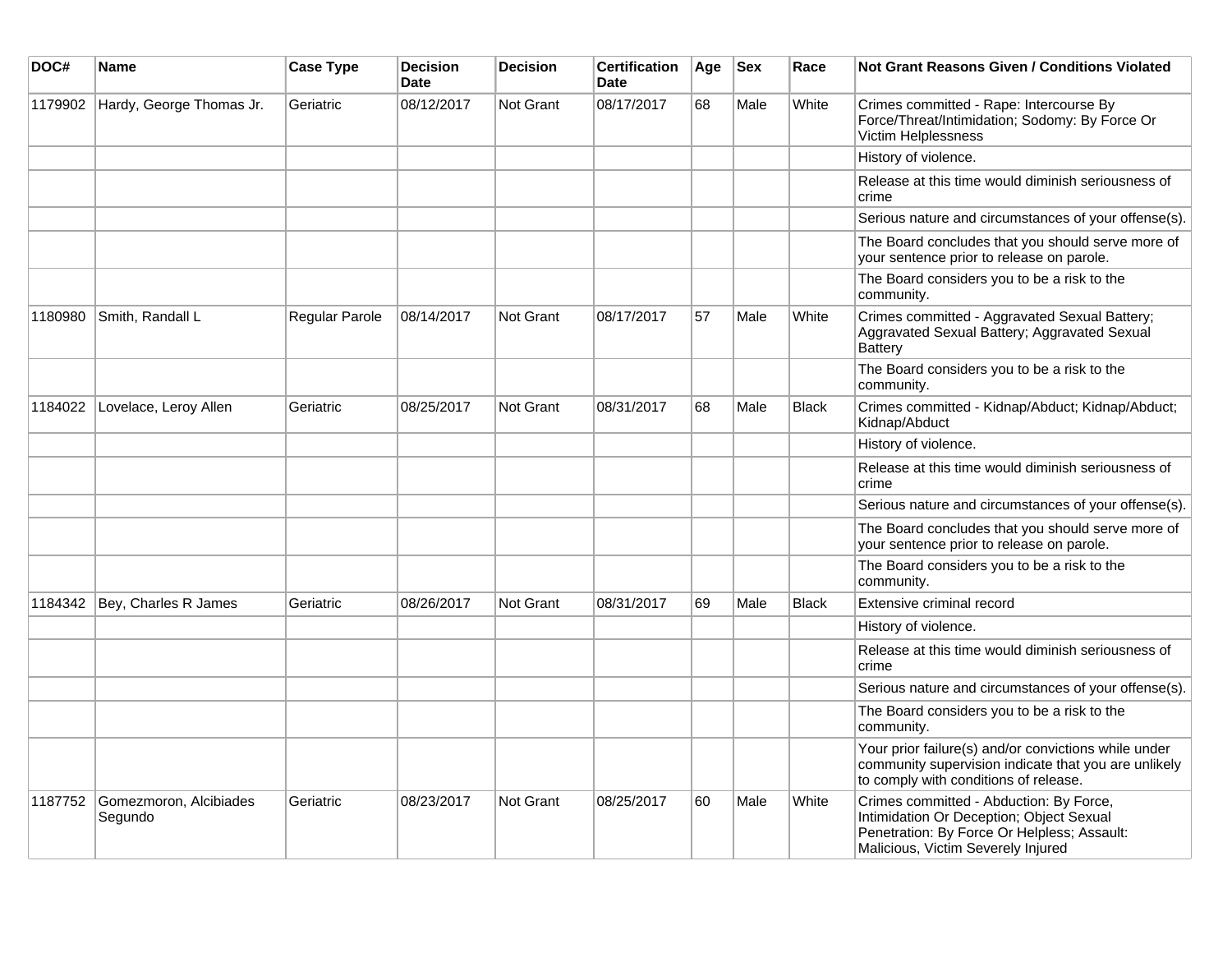| DOC# | Name | Case Type | Decision Date | Decision | Certification Date | Age | Sex | Race | Not Grant Reasons Given / Conditions Violated |
|---|---|---|---|---|---|---|---|---|---|
| 1179902 | Hardy, George Thomas Jr. | Geriatric | 08/12/2017 | Not Grant | 08/17/2017 | 68 | Male | White | Crimes committed - Rape: Intercourse By Force/Threat/Intimidation; Sodomy: By Force Or Victim Helplessness |
| | | | | | | | | | History of violence. |
| | | | | | | | | | Release at this time would diminish seriousness of crime |
| | | | | | | | | | Serious nature and circumstances of your offense(s). |
| | | | | | | | | | The Board concludes that you should serve more of your sentence prior to release on parole. |
| | | | | | | | | | The Board considers you to be a risk to the community. |
| 1180980 | Smith, Randall L | Regular Parole | 08/14/2017 | Not Grant | 08/17/2017 | 57 | Male | White | Crimes committed - Aggravated Sexual Battery; Aggravated Sexual Battery; Aggravated Sexual Battery |
| | | | | | | | | | The Board considers you to be a risk to the community. |
| 1184022 | Lovelace, Leroy Allen | Geriatric | 08/25/2017 | Not Grant | 08/31/2017 | 68 | Male | Black | Crimes committed - Kidnap/Abduct; Kidnap/Abduct; Kidnap/Abduct |
| | | | | | | | | | History of violence. |
| | | | | | | | | | Release at this time would diminish seriousness of crime |
| | | | | | | | | | Serious nature and circumstances of your offense(s). |
| | | | | | | | | | The Board concludes that you should serve more of your sentence prior to release on parole. |
| | | | | | | | | | The Board considers you to be a risk to the community. |
| 1184342 | Bey, Charles R James | Geriatric | 08/26/2017 | Not Grant | 08/31/2017 | 69 | Male | Black | Extensive criminal record |
| | | | | | | | | | History of violence. |
| | | | | | | | | | Release at this time would diminish seriousness of crime |
| | | | | | | | | | Serious nature and circumstances of your offense(s). |
| | | | | | | | | | The Board considers you to be a risk to the community. |
| | | | | | | | | | Your prior failure(s) and/or convictions while under community supervision indicate that you are unlikely to comply with conditions of release. |
| 1187752 | Gomezmoron, Alcibiades Segundo | Geriatric | 08/23/2017 | Not Grant | 08/25/2017 | 60 | Male | White | Crimes committed - Abduction: By Force, Intimidation Or Deception; Object Sexual Penetration: By Force Or Helpless; Assault: Malicious, Victim Severely Injured |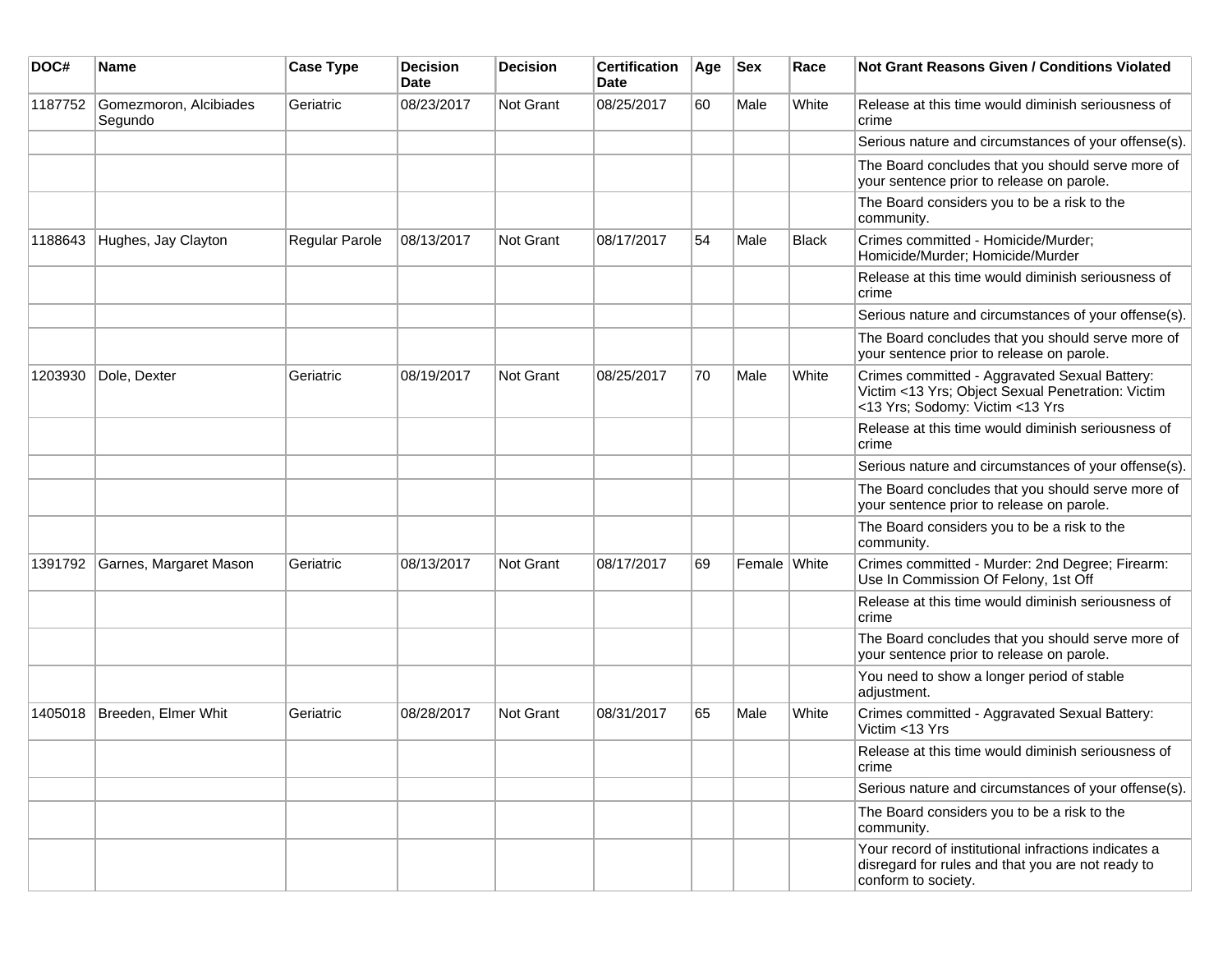| DOC# | Name | Case Type | Decision Date | Decision | Certification Date | Age | Sex | Race | Not Grant Reasons Given / Conditions Violated |
|---|---|---|---|---|---|---|---|---|---|
| 1187752 | Gomezmoron, Alcibiades Segundo | Geriatric | 08/23/2017 | Not Grant | 08/25/2017 | 60 | Male | White | Release at this time would diminish seriousness of crime |
| | | | | | | | | | Serious nature and circumstances of your offense(s). |
| | | | | | | | | | The Board concludes that you should serve more of your sentence prior to release on parole. |
| | | | | | | | | | The Board considers you to be a risk to the community. |
| 1188643 | Hughes, Jay Clayton | Regular Parole | 08/13/2017 | Not Grant | 08/17/2017 | 54 | Male | Black | Crimes committed - Homicide/Murder; Homicide/Murder; Homicide/Murder |
| | | | | | | | | | Release at this time would diminish seriousness of crime |
| | | | | | | | | | Serious nature and circumstances of your offense(s). |
| | | | | | | | | | The Board concludes that you should serve more of your sentence prior to release on parole. |
| 1203930 | Dole, Dexter | Geriatric | 08/19/2017 | Not Grant | 08/25/2017 | 70 | Male | White | Crimes committed - Aggravated Sexual Battery: Victim <13 Yrs; Object Sexual Penetration: Victim <13 Yrs; Sodomy: Victim <13 Yrs |
| | | | | | | | | | Release at this time would diminish seriousness of crime |
| | | | | | | | | | Serious nature and circumstances of your offense(s). |
| | | | | | | | | | The Board concludes that you should serve more of your sentence prior to release on parole. |
| | | | | | | | | | The Board considers you to be a risk to the community. |
| 1391792 | Garnes, Margaret Mason | Geriatric | 08/13/2017 | Not Grant | 08/17/2017 | 69 | Female | White | Crimes committed - Murder: 2nd Degree; Firearm: Use In Commission Of Felony, 1st Off |
| | | | | | | | | | Release at this time would diminish seriousness of crime |
| | | | | | | | | | The Board concludes that you should serve more of your sentence prior to release on parole. |
| | | | | | | | | | You need to show a longer period of stable adjustment. |
| 1405018 | Breeden, Elmer Whit | Geriatric | 08/28/2017 | Not Grant | 08/31/2017 | 65 | Male | White | Crimes committed - Aggravated Sexual Battery: Victim <13 Yrs |
| | | | | | | | | | Release at this time would diminish seriousness of crime |
| | | | | | | | | | Serious nature and circumstances of your offense(s). |
| | | | | | | | | | The Board considers you to be a risk to the community. |
| | | | | | | | | | Your record of institutional infractions indicates a disregard for rules and that you are not ready to conform to society. |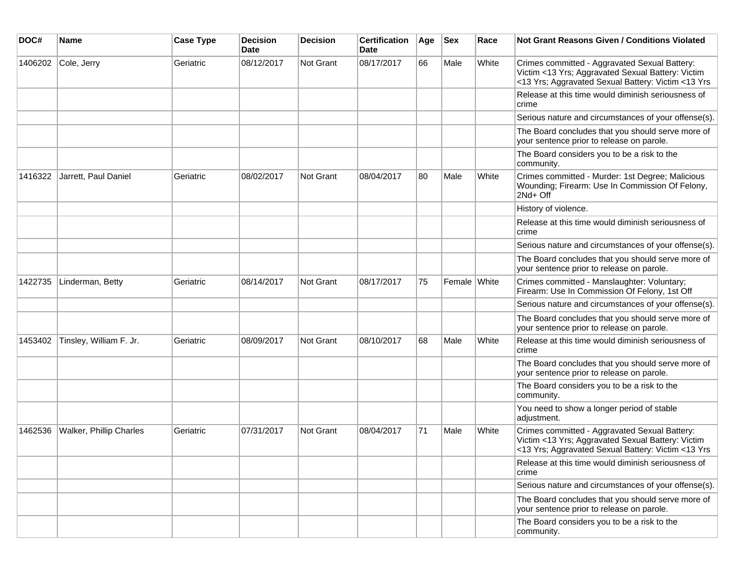| DOC# | Name | Case Type | Decision Date | Decision | Certification Date | Age | Sex | Race | Not Grant Reasons Given / Conditions Violated |
|---|---|---|---|---|---|---|---|---|---|
| 1406202 | Cole, Jerry | Geriatric | 08/12/2017 | Not Grant | 08/17/2017 | 66 | Male | White | Crimes committed - Aggravated Sexual Battery: Victim <13 Yrs; Aggravated Sexual Battery: Victim <13 Yrs; Aggravated Sexual Battery: Victim <13 Yrs |
| | | | | | | | | | Release at this time would diminish seriousness of crime |
| | | | | | | | | | Serious nature and circumstances of your offense(s). |
| | | | | | | | | | The Board concludes that you should serve more of your sentence prior to release on parole. |
| | | | | | | | | | The Board considers you to be a risk to the community. |
| 1416322 | Jarrett, Paul Daniel | Geriatric | 08/02/2017 | Not Grant | 08/04/2017 | 80 | Male | White | Crimes committed - Murder: 1st Degree; Malicious Wounding; Firearm: Use In Commission Of Felony, 2Nd+ Off |
| | | | | | | | | | History of violence. |
| | | | | | | | | | Release at this time would diminish seriousness of crime |
| | | | | | | | | | Serious nature and circumstances of your offense(s). |
| | | | | | | | | | The Board concludes that you should serve more of your sentence prior to release on parole. |
| 1422735 | Linderman, Betty | Geriatric | 08/14/2017 | Not Grant | 08/17/2017 | 75 | Female | White | Crimes committed - Manslaughter: Voluntary; Firearm: Use In Commission Of Felony, 1st Off |
| | | | | | | | | | Serious nature and circumstances of your offense(s). |
| | | | | | | | | | The Board concludes that you should serve more of your sentence prior to release on parole. |
| 1453402 | Tinsley, William F. Jr. | Geriatric | 08/09/2017 | Not Grant | 08/10/2017 | 68 | Male | White | Release at this time would diminish seriousness of crime |
| | | | | | | | | | The Board concludes that you should serve more of your sentence prior to release on parole. |
| | | | | | | | | | The Board considers you to be a risk to the community. |
| | | | | | | | | | You need to show a longer period of stable adjustment. |
| 1462536 | Walker, Phillip Charles | Geriatric | 07/31/2017 | Not Grant | 08/04/2017 | 71 | Male | White | Crimes committed - Aggravated Sexual Battery: Victim <13 Yrs; Aggravated Sexual Battery: Victim <13 Yrs; Aggravated Sexual Battery: Victim <13 Yrs |
| | | | | | | | | | Release at this time would diminish seriousness of crime |
| | | | | | | | | | Serious nature and circumstances of your offense(s). |
| | | | | | | | | | The Board concludes that you should serve more of your sentence prior to release on parole. |
| | | | | | | | | | The Board considers you to be a risk to the community. |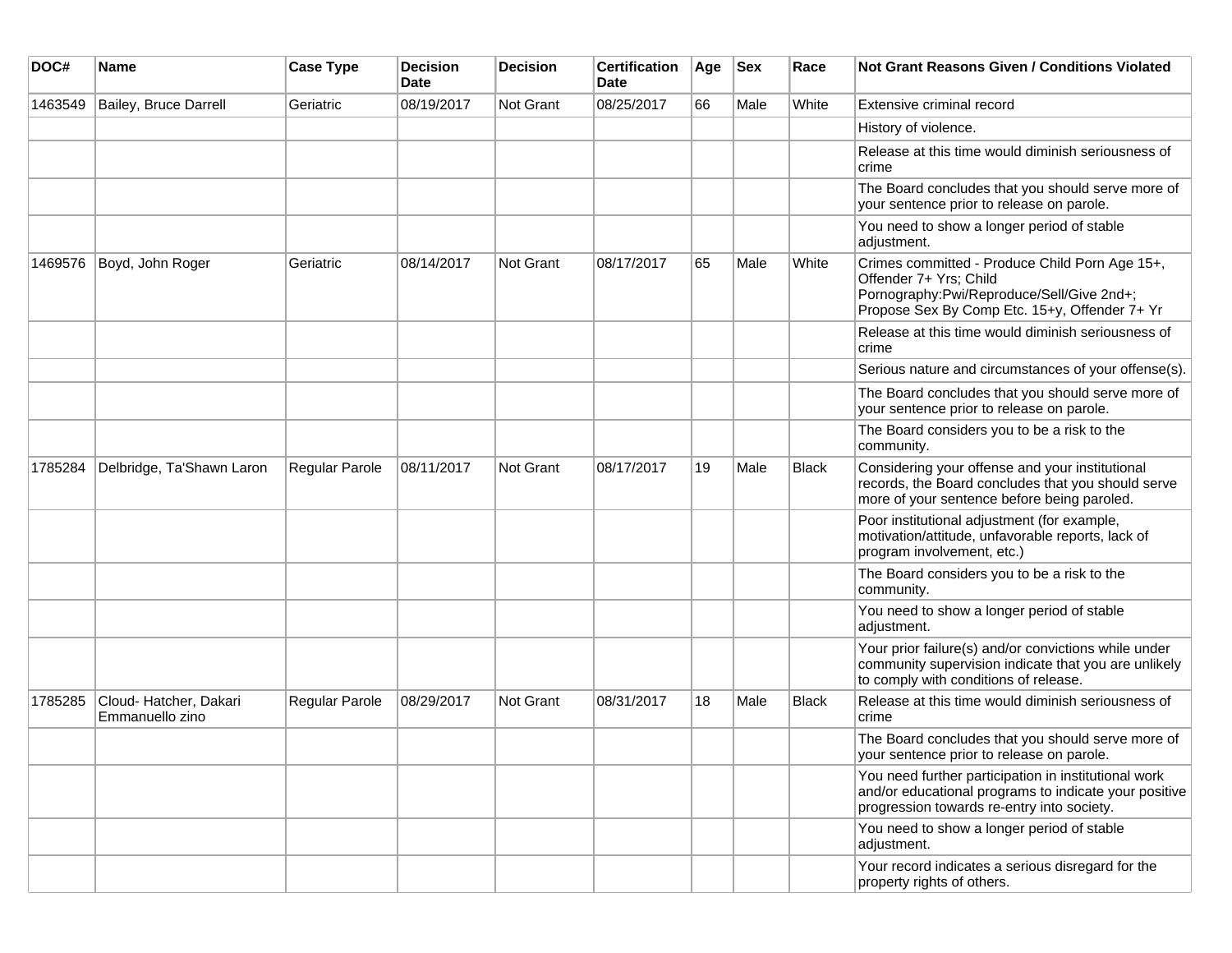| DOC# | Name | Case Type | Decision Date | Decision | Certification Date | Age | Sex | Race | Not Grant Reasons Given / Conditions Violated |
| --- | --- | --- | --- | --- | --- | --- | --- | --- | --- |
| 1463549 | Bailey, Bruce Darrell | Geriatric | 08/19/2017 | Not Grant | 08/25/2017 | 66 | Male | White | Extensive criminal record |
| | | | | | | | | | History of violence. |
| | | | | | | | | | Release at this time would diminish seriousness of crime |
| | | | | | | | | | The Board concludes that you should serve more of your sentence prior to release on parole. |
| | | | | | | | | | You need to show a longer period of stable adjustment. |
| 1469576 | Boyd, John Roger | Geriatric | 08/14/2017 | Not Grant | 08/17/2017 | 65 | Male | White | Crimes committed - Produce Child Porn Age 15+, Offender 7+ Yrs; Child Pornography:Pwi/Reproduce/Sell/Give 2nd+; Propose Sex By Comp Etc. 15+y, Offender 7+ Yr |
| | | | | | | | | | Release at this time would diminish seriousness of crime |
| | | | | | | | | | Serious nature and circumstances of your offense(s). |
| | | | | | | | | | The Board concludes that you should serve more of your sentence prior to release on parole. |
| | | | | | | | | | The Board considers you to be a risk to the community. |
| 1785284 | Delbridge, Ta'Shawn Laron | Regular Parole | 08/11/2017 | Not Grant | 08/17/2017 | 19 | Male | Black | Considering your offense and your institutional records, the Board concludes that you should serve more of your sentence before being paroled. |
| | | | | | | | | | Poor institutional adjustment (for example, motivation/attitude, unfavorable reports, lack of program involvement, etc.) |
| | | | | | | | | | The Board considers you to be a risk to the community. |
| | | | | | | | | | You need to show a longer period of stable adjustment. |
| | | | | | | | | | Your prior failure(s) and/or convictions while under community supervision indicate that you are unlikely to comply with conditions of release. |
| 1785285 | Cloud- Hatcher, Dakari Emmanuello zino | Regular Parole | 08/29/2017 | Not Grant | 08/31/2017 | 18 | Male | Black | Release at this time would diminish seriousness of crime |
| | | | | | | | | | The Board concludes that you should serve more of your sentence prior to release on parole. |
| | | | | | | | | | You need further participation in institutional work and/or educational programs to indicate your positive progression towards re-entry into society. |
| | | | | | | | | | You need to show a longer period of stable adjustment. |
| | | | | | | | | | Your record indicates a serious disregard for the property rights of others. |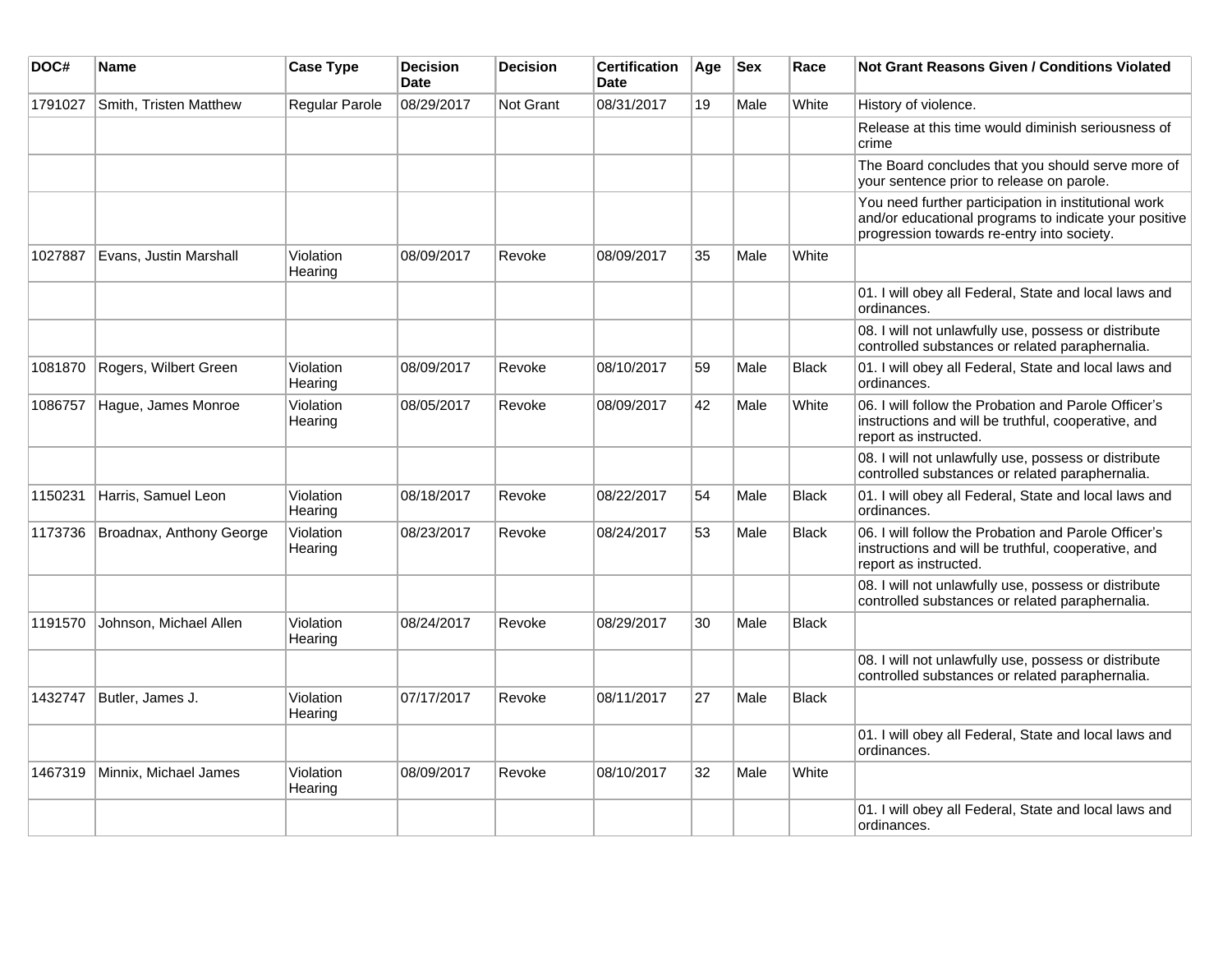| DOC# | Name | Case Type | Decision Date | Decision | Certification Date | Age | Sex | Race | Not Grant Reasons Given / Conditions Violated |
| --- | --- | --- | --- | --- | --- | --- | --- | --- | --- |
| 1791027 | Smith, Tristen Matthew | Regular Parole | 08/29/2017 | Not Grant | 08/31/2017 | 19 | Male | White | History of violence. |
| | | | | | | | | | Release at this time would diminish seriousness of crime |
| | | | | | | | | | The Board concludes that you should serve more of your sentence prior to release on parole. |
| | | | | | | | | | You need further participation in institutional work and/or educational programs to indicate your positive progression towards re-entry into society. |
| 1027887 | Evans, Justin Marshall | Violation Hearing | 08/09/2017 | Revoke | 08/09/2017 | 35 | Male | White | |
| | | | | | | | | | 01. I will obey all Federal, State and local laws and ordinances. |
| | | | | | | | | | 08. I will not unlawfully use, possess or distribute controlled substances or related paraphernalia. |
| 1081870 | Rogers, Wilbert Green | Violation Hearing | 08/09/2017 | Revoke | 08/10/2017 | 59 | Male | Black | 01. I will obey all Federal, State and local laws and ordinances. |
| 1086757 | Hague, James Monroe | Violation Hearing | 08/05/2017 | Revoke | 08/09/2017 | 42 | Male | White | 06. I will follow the Probation and Parole Officer's instructions and will be truthful, cooperative, and report as instructed. |
| | | | | | | | | | 08. I will not unlawfully use, possess or distribute controlled substances or related paraphernalia. |
| 1150231 | Harris, Samuel Leon | Violation Hearing | 08/18/2017 | Revoke | 08/22/2017 | 54 | Male | Black | 01. I will obey all Federal, State and local laws and ordinances. |
| 1173736 | Broadnax, Anthony George | Violation Hearing | 08/23/2017 | Revoke | 08/24/2017 | 53 | Male | Black | 06. I will follow the Probation and Parole Officer's instructions and will be truthful, cooperative, and report as instructed. |
| | | | | | | | | | 08. I will not unlawfully use, possess or distribute controlled substances or related paraphernalia. |
| 1191570 | Johnson, Michael Allen | Violation Hearing | 08/24/2017 | Revoke | 08/29/2017 | 30 | Male | Black | |
| | | | | | | | | | 08. I will not unlawfully use, possess or distribute controlled substances or related paraphernalia. |
| 1432747 | Butler, James J. | Violation Hearing | 07/17/2017 | Revoke | 08/11/2017 | 27 | Male | Black | |
| | | | | | | | | | 01. I will obey all Federal, State and local laws and ordinances. |
| 1467319 | Minnix, Michael James | Violation Hearing | 08/09/2017 | Revoke | 08/10/2017 | 32 | Male | White | |
| | | | | | | | | | 01. I will obey all Federal, State and local laws and ordinances. |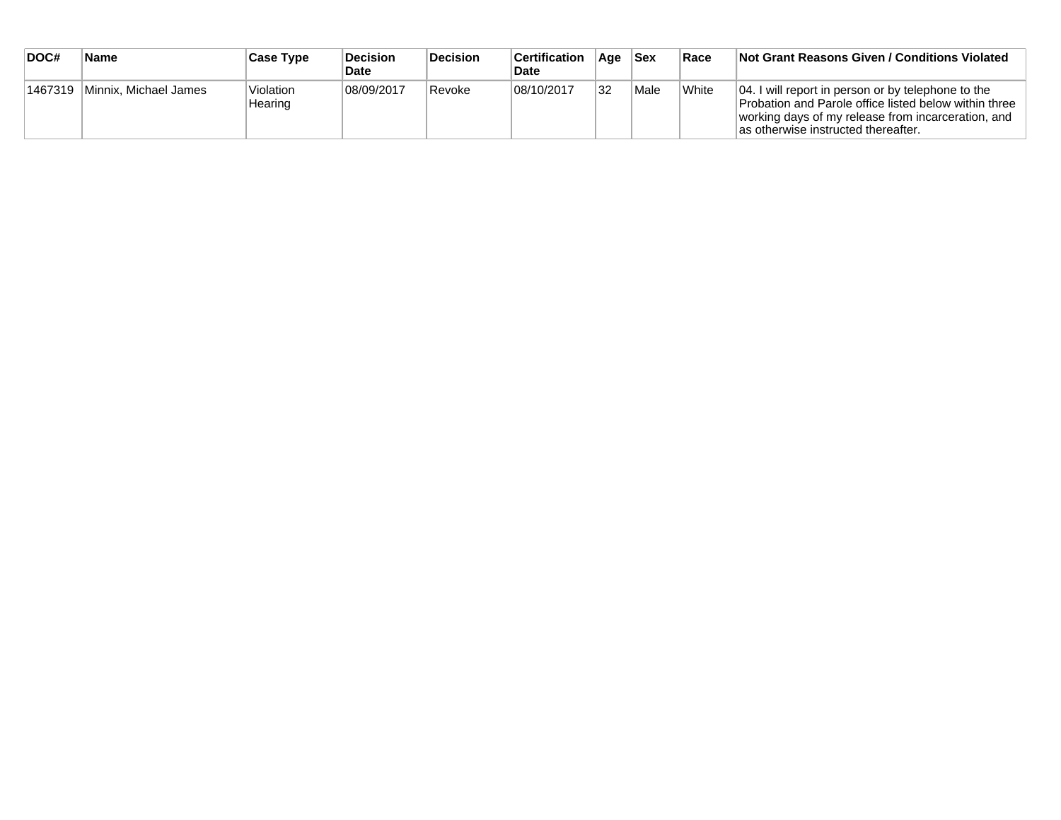| DOC# | Name | Case Type | Decision Date | Decision | Certification Date | Age | Sex | Race | Not Grant Reasons Given / Conditions Violated |
|---|---|---|---|---|---|---|---|---|---|
| 1467319 | Minnix, Michael James | Violation Hearing | 08/09/2017 | Revoke | 08/10/2017 | 32 | Male | White | 04. I will report in person or by telephone to the Probation and Parole office listed below within three working days of my release from incarceration, and as otherwise instructed thereafter. |